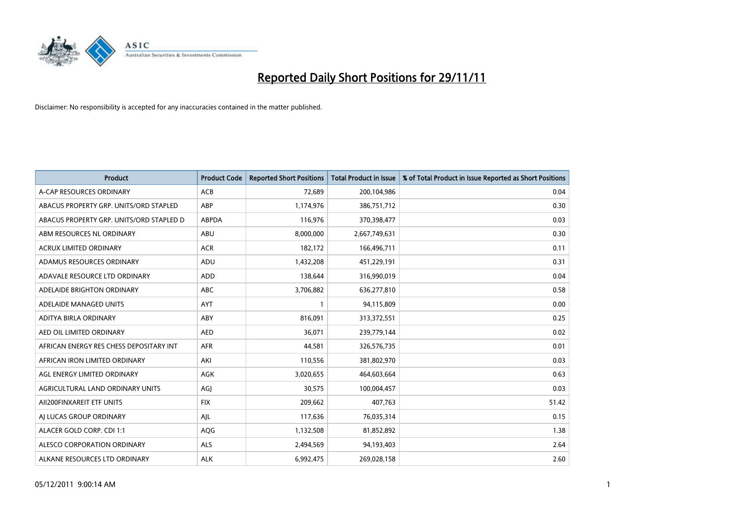# Reported Daily Short Positions for 29/11/11

Disclaimer: No responsibility is accepted for any inaccuracies contained in the matter published.

| Product | Product Code | Reported Short Positions | Total Product in Issue | % of Total Product in Issue Reported as Short Positions |
|---|---|---|---|---|
| A-CAP RESOURCES ORDINARY | ACB | 72,689 | 200,104,986 | 0.04 |
| ABACUS PROPERTY GRP. UNITS/ORD STAPLED | ABP | 1,174,976 | 386,751,712 | 0.30 |
| ABACUS PROPERTY GRP. UNITS/ORD STAPLED D | ABPDA | 116,976 | 370,398,477 | 0.03 |
| ABM RESOURCES NL ORDINARY | ABU | 8,000,000 | 2,667,749,631 | 0.30 |
| ACRUX LIMITED ORDINARY | ACR | 182,172 | 166,496,711 | 0.11 |
| ADAMUS RESOURCES ORDINARY | ADU | 1,432,208 | 451,229,191 | 0.31 |
| ADAVALE RESOURCE LTD ORDINARY | ADD | 138,644 | 316,990,019 | 0.04 |
| ADELAIDE BRIGHTON ORDINARY | ABC | 3,706,882 | 636,277,810 | 0.58 |
| ADELAIDE MANAGED UNITS | AYT | 1 | 94,115,809 | 0.00 |
| ADITYA BIRLA ORDINARY | ABY | 816,091 | 313,372,551 | 0.25 |
| AED OIL LIMITED ORDINARY | AED | 36,071 | 239,779,144 | 0.02 |
| AFRICAN ENERGY RES CHESS DEPOSITARY INT | AFR | 44,581 | 326,576,735 | 0.01 |
| AFRICAN IRON LIMITED ORDINARY | AKI | 110,556 | 381,802,970 | 0.03 |
| AGL ENERGY LIMITED ORDINARY | AGK | 3,020,655 | 464,603,664 | 0.63 |
| AGRICULTURAL LAND ORDINARY UNITS | AGJ | 30,575 | 100,004,457 | 0.03 |
| AII200FINXAREIT ETF UNITS | FIX | 209,662 | 407,763 | 51.42 |
| AJ LUCAS GROUP ORDINARY | AJL | 117,636 | 76,035,314 | 0.15 |
| ALACER GOLD CORP. CDI 1:1 | AQG | 1,132,508 | 81,852,892 | 1.38 |
| ALESCO CORPORATION ORDINARY | ALS | 2,494,569 | 94,193,403 | 2.64 |
| ALKANE RESOURCES LTD ORDINARY | ALK | 6,992,475 | 269,028,158 | 2.60 |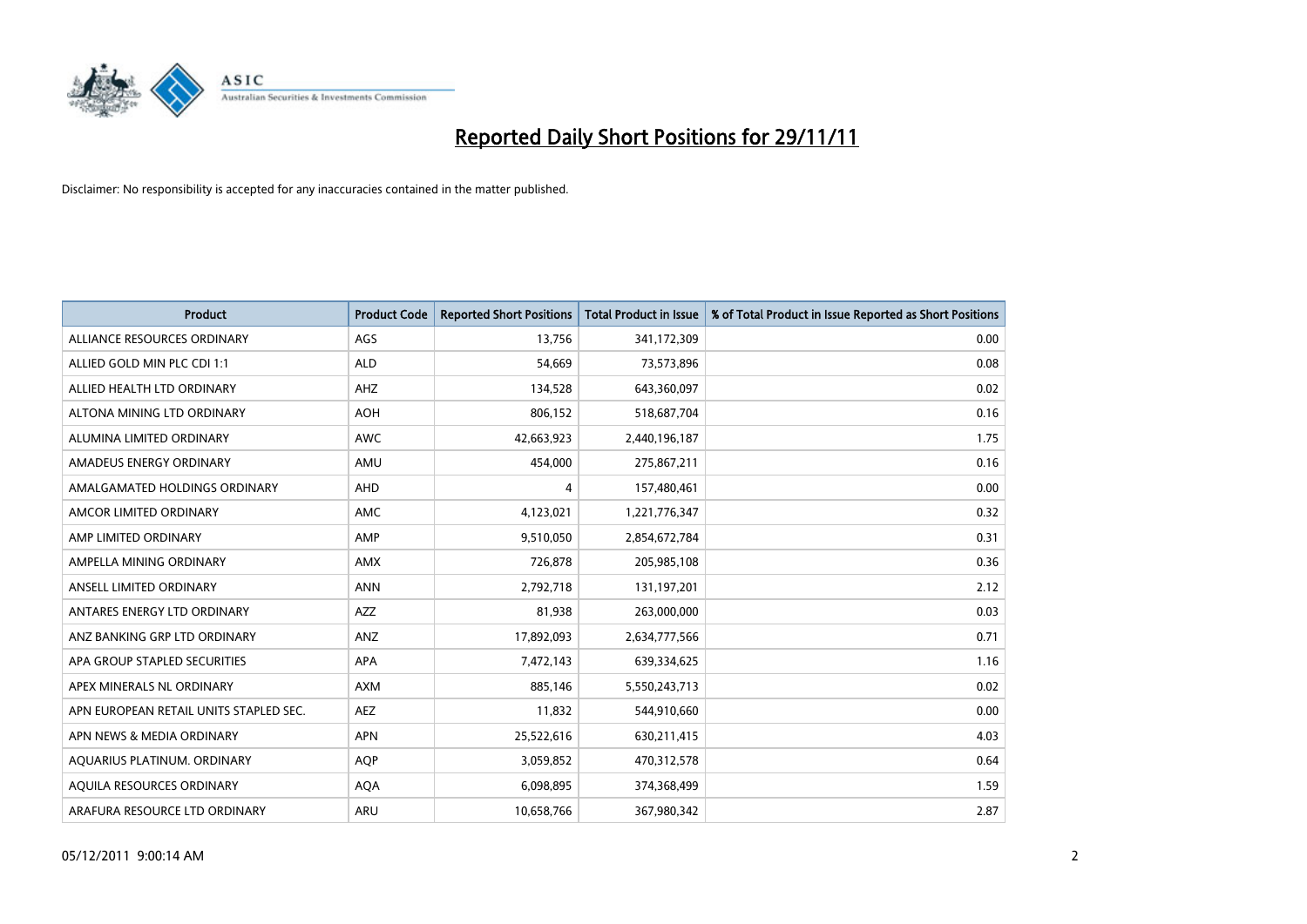# Reported Daily Short Positions for 29/11/11

Disclaimer: No responsibility is accepted for any inaccuracies contained in the matter published.

| Product | Product Code | Reported Short Positions | Total Product in Issue | % of Total Product in Issue Reported as Short Positions |
|---|---|---|---|---|
| ALLIANCE RESOURCES ORDINARY | AGS | 13,756 | 341,172,309 | 0.00 |
| ALLIED GOLD MIN PLC CDI 1:1 | ALD | 54,669 | 73,573,896 | 0.08 |
| ALLIED HEALTH LTD ORDINARY | AHZ | 134,528 | 643,360,097 | 0.02 |
| ALTONA MINING LTD ORDINARY | AOH | 806,152 | 518,687,704 | 0.16 |
| ALUMINA LIMITED ORDINARY | AWC | 42,663,923 | 2,440,196,187 | 1.75 |
| AMADEUS ENERGY ORDINARY | AMU | 454,000 | 275,867,211 | 0.16 |
| AMALGAMATED HOLDINGS ORDINARY | AHD | 4 | 157,480,461 | 0.00 |
| AMCOR LIMITED ORDINARY | AMC | 4,123,021 | 1,221,776,347 | 0.32 |
| AMP LIMITED ORDINARY | AMP | 9,510,050 | 2,854,672,784 | 0.31 |
| AMPELLA MINING ORDINARY | AMX | 726,878 | 205,985,108 | 0.36 |
| ANSELL LIMITED ORDINARY | ANN | 2,792,718 | 131,197,201 | 2.12 |
| ANTARES ENERGY LTD ORDINARY | AZZ | 81,938 | 263,000,000 | 0.03 |
| ANZ BANKING GRP LTD ORDINARY | ANZ | 17,892,093 | 2,634,777,566 | 0.71 |
| APA GROUP STAPLED SECURITIES | APA | 7,472,143 | 639,334,625 | 1.16 |
| APEX MINERALS NL ORDINARY | AXM | 885,146 | 5,550,243,713 | 0.02 |
| APN EUROPEAN RETAIL UNITS STAPLED SEC. | AEZ | 11,832 | 544,910,660 | 0.00 |
| APN NEWS & MEDIA ORDINARY | APN | 25,522,616 | 630,211,415 | 4.03 |
| AQUARIUS PLATINUM. ORDINARY | AQP | 3,059,852 | 470,312,578 | 0.64 |
| AQUILA RESOURCES ORDINARY | AQA | 6,098,895 | 374,368,499 | 1.59 |
| ARAFURA RESOURCE LTD ORDINARY | ARU | 10,658,766 | 367,980,342 | 2.87 |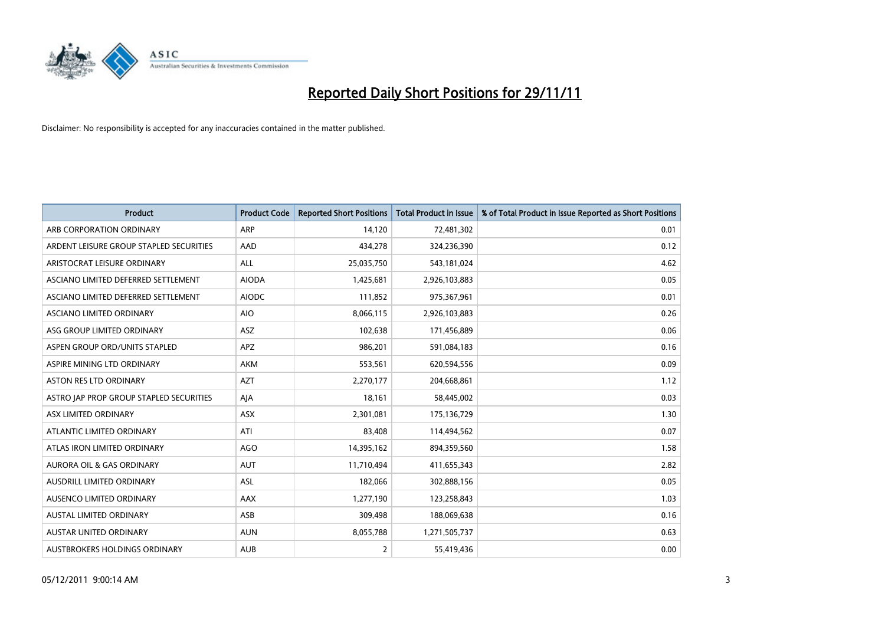# Reported Daily Short Positions for 29/11/11

Disclaimer: No responsibility is accepted for any inaccuracies contained in the matter published.

| Product | Product Code | Reported Short Positions | Total Product in Issue | % of Total Product in Issue Reported as Short Positions |
|---|---|---|---|---|
| ARB CORPORATION ORDINARY | ARP | 14,120 | 72,481,302 | 0.01 |
| ARDENT LEISURE GROUP STAPLED SECURITIES | AAD | 434,278 | 324,236,390 | 0.12 |
| ARISTOCRAT LEISURE ORDINARY | ALL | 25,035,750 | 543,181,024 | 4.62 |
| ASCIANO LIMITED DEFERRED SETTLEMENT | AIODA | 1,425,681 | 2,926,103,883 | 0.05 |
| ASCIANO LIMITED DEFERRED SETTLEMENT | AIODC | 111,852 | 975,367,961 | 0.01 |
| ASCIANO LIMITED ORDINARY | AIO | 8,066,115 | 2,926,103,883 | 0.26 |
| ASG GROUP LIMITED ORDINARY | ASZ | 102,638 | 171,456,889 | 0.06 |
| ASPEN GROUP ORD/UNITS STAPLED | APZ | 986,201 | 591,084,183 | 0.16 |
| ASPIRE MINING LTD ORDINARY | AKM | 553,561 | 620,594,556 | 0.09 |
| ASTON RES LTD ORDINARY | AZT | 2,270,177 | 204,668,861 | 1.12 |
| ASTRO JAP PROP GROUP STAPLED SECURITIES | AJA | 18,161 | 58,445,002 | 0.03 |
| ASX LIMITED ORDINARY | ASX | 2,301,081 | 175,136,729 | 1.30 |
| ATLANTIC LIMITED ORDINARY | ATI | 83,408 | 114,494,562 | 0.07 |
| ATLAS IRON LIMITED ORDINARY | AGO | 14,395,162 | 894,359,560 | 1.58 |
| AURORA OIL & GAS ORDINARY | AUT | 11,710,494 | 411,655,343 | 2.82 |
| AUSDRILL LIMITED ORDINARY | ASL | 182,066 | 302,888,156 | 0.05 |
| AUSENCO LIMITED ORDINARY | AAX | 1,277,190 | 123,258,843 | 1.03 |
| AUSTAL LIMITED ORDINARY | ASB | 309,498 | 188,069,638 | 0.16 |
| AUSTAR UNITED ORDINARY | AUN | 8,055,788 | 1,271,505,737 | 0.63 |
| AUSTBROKERS HOLDINGS ORDINARY | AUB | 2 | 55,419,436 | 0.00 |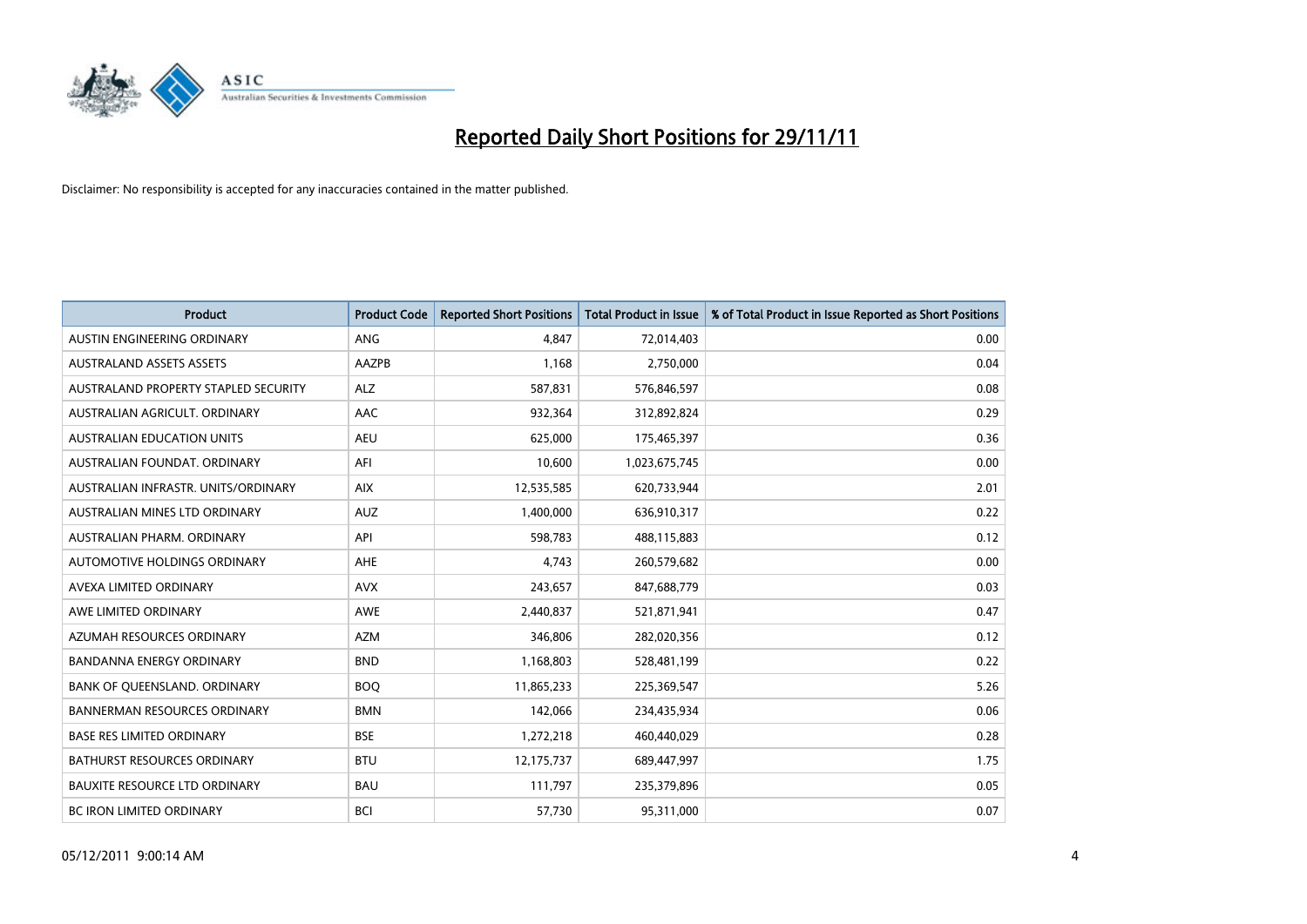# Reported Daily Short Positions for 29/11/11

Disclaimer: No responsibility is accepted for any inaccuracies contained in the matter published.

| Product | Product Code | Reported Short Positions | Total Product in Issue | % of Total Product in Issue Reported as Short Positions |
|---|---|---|---|---|
| AUSTIN ENGINEERING ORDINARY | ANG | 4,847 | 72,014,403 | 0.00 |
| AUSTRALAND ASSETS ASSETS | AAZPB | 1,168 | 2,750,000 | 0.04 |
| AUSTRALAND PROPERTY STAPLED SECURITY | ALZ | 587,831 | 576,846,597 | 0.08 |
| AUSTRALIAN AGRICULT. ORDINARY | AAC | 932,364 | 312,892,824 | 0.29 |
| AUSTRALIAN EDUCATION UNITS | AEU | 625,000 | 175,465,397 | 0.36 |
| AUSTRALIAN FOUNDAT. ORDINARY | AFI | 10,600 | 1,023,675,745 | 0.00 |
| AUSTRALIAN INFRASTR. UNITS/ORDINARY | AIX | 12,535,585 | 620,733,944 | 2.01 |
| AUSTRALIAN MINES LTD ORDINARY | AUZ | 1,400,000 | 636,910,317 | 0.22 |
| AUSTRALIAN PHARM. ORDINARY | API | 598,783 | 488,115,883 | 0.12 |
| AUTOMOTIVE HOLDINGS ORDINARY | AHE | 4,743 | 260,579,682 | 0.00 |
| AVEXA LIMITED ORDINARY | AVX | 243,657 | 847,688,779 | 0.03 |
| AWE LIMITED ORDINARY | AWE | 2,440,837 | 521,871,941 | 0.47 |
| AZUMAH RESOURCES ORDINARY | AZM | 346,806 | 282,020,356 | 0.12 |
| BANDANNA ENERGY ORDINARY | BND | 1,168,803 | 528,481,199 | 0.22 |
| BANK OF QUEENSLAND. ORDINARY | BOQ | 11,865,233 | 225,369,547 | 5.26 |
| BANNERMAN RESOURCES ORDINARY | BMN | 142,066 | 234,435,934 | 0.06 |
| BASE RES LIMITED ORDINARY | BSE | 1,272,218 | 460,440,029 | 0.28 |
| BATHURST RESOURCES ORDINARY | BTU | 12,175,737 | 689,447,997 | 1.75 |
| BAUXITE RESOURCE LTD ORDINARY | BAU | 111,797 | 235,379,896 | 0.05 |
| BC IRON LIMITED ORDINARY | BCI | 57,730 | 95,311,000 | 0.07 |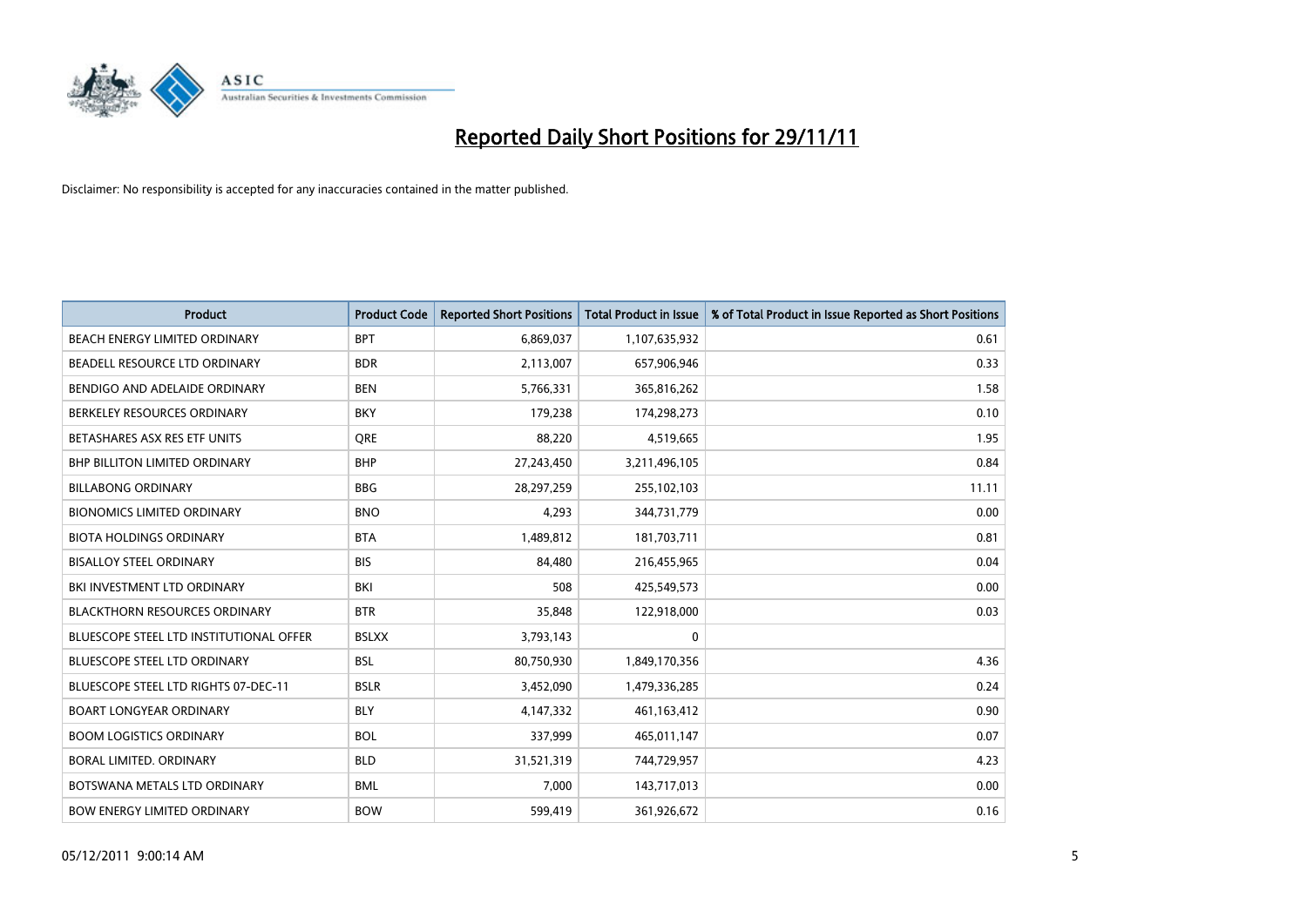# Reported Daily Short Positions for 29/11/11

Disclaimer: No responsibility is accepted for any inaccuracies contained in the matter published.

| Product | Product Code | Reported Short Positions | Total Product in Issue | % of Total Product in Issue Reported as Short Positions |
|---|---|---|---|---|
| BEACH ENERGY LIMITED ORDINARY | BPT | 6,869,037 | 1,107,635,932 | 0.61 |
| BEADELL RESOURCE LTD ORDINARY | BDR | 2,113,007 | 657,906,946 | 0.33 |
| BENDIGO AND ADELAIDE ORDINARY | BEN | 5,766,331 | 365,816,262 | 1.58 |
| BERKELEY RESOURCES ORDINARY | BKY | 179,238 | 174,298,273 | 0.10 |
| BETASHARES ASX RES ETF UNITS | QRE | 88,220 | 4,519,665 | 1.95 |
| BHP BILLITON LIMITED ORDINARY | BHP | 27,243,450 | 3,211,496,105 | 0.84 |
| BILLABONG ORDINARY | BBG | 28,297,259 | 255,102,103 | 11.11 |
| BIONOMICS LIMITED ORDINARY | BNO | 4,293 | 344,731,779 | 0.00 |
| BIOTA HOLDINGS ORDINARY | BTA | 1,489,812 | 181,703,711 | 0.81 |
| BISALLOY STEEL ORDINARY | BIS | 84,480 | 216,455,965 | 0.04 |
| BKI INVESTMENT LTD ORDINARY | BKI | 508 | 425,549,573 | 0.00 |
| BLACKTHORN RESOURCES ORDINARY | BTR | 35,848 | 122,918,000 | 0.03 |
| BLUESCOPE STEEL LTD INSTITUTIONAL OFFER | BSLXX | 3,793,143 | 0 | |
| BLUESCOPE STEEL LTD ORDINARY | BSL | 80,750,930 | 1,849,170,356 | 4.36 |
| BLUESCOPE STEEL LTD RIGHTS 07-DEC-11 | BSLR | 3,452,090 | 1,479,336,285 | 0.24 |
| BOART LONGYEAR ORDINARY | BLY | 4,147,332 | 461,163,412 | 0.90 |
| BOOM LOGISTICS ORDINARY | BOL | 337,999 | 465,011,147 | 0.07 |
| BORAL LIMITED. ORDINARY | BLD | 31,521,319 | 744,729,957 | 4.23 |
| BOTSWANA METALS LTD ORDINARY | BML | 7,000 | 143,717,013 | 0.00 |
| BOW ENERGY LIMITED ORDINARY | BOW | 599,419 | 361,926,672 | 0.16 |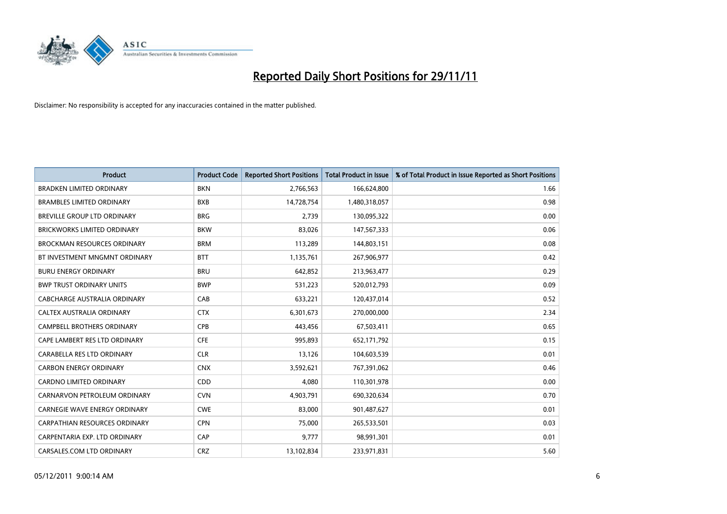# Reported Daily Short Positions for 29/11/11

Disclaimer: No responsibility is accepted for any inaccuracies contained in the matter published.

| Product | Product Code | Reported Short Positions | Total Product in Issue | % of Total Product in Issue Reported as Short Positions |
|---|---|---|---|---|
| BRADKEN LIMITED ORDINARY | BKN | 2,766,563 | 166,624,800 | 1.66 |
| BRAMBLES LIMITED ORDINARY | BXB | 14,728,754 | 1,480,318,057 | 0.98 |
| BREVILLE GROUP LTD ORDINARY | BRG | 2,739 | 130,095,322 | 0.00 |
| BRICKWORKS LIMITED ORDINARY | BKW | 83,026 | 147,567,333 | 0.06 |
| BROCKMAN RESOURCES ORDINARY | BRM | 113,289 | 144,803,151 | 0.08 |
| BT INVESTMENT MNGMNT ORDINARY | BTT | 1,135,761 | 267,906,977 | 0.42 |
| BURU ENERGY ORDINARY | BRU | 642,852 | 213,963,477 | 0.29 |
| BWP TRUST ORDINARY UNITS | BWP | 531,223 | 520,012,793 | 0.09 |
| CABCHARGE AUSTRALIA ORDINARY | CAB | 633,221 | 120,437,014 | 0.52 |
| CALTEX AUSTRALIA ORDINARY | CTX | 6,301,673 | 270,000,000 | 2.34 |
| CAMPBELL BROTHERS ORDINARY | CPB | 443,456 | 67,503,411 | 0.65 |
| CAPE LAMBERT RES LTD ORDINARY | CFE | 995,893 | 652,171,792 | 0.15 |
| CARABELLA RES LTD ORDINARY | CLR | 13,126 | 104,603,539 | 0.01 |
| CARBON ENERGY ORDINARY | CNX | 3,592,621 | 767,391,062 | 0.46 |
| CARDNO LIMITED ORDINARY | CDD | 4,080 | 110,301,978 | 0.00 |
| CARNARVON PETROLEUM ORDINARY | CVN | 4,903,791 | 690,320,634 | 0.70 |
| CARNEGIE WAVE ENERGY ORDINARY | CWE | 83,000 | 901,487,627 | 0.01 |
| CARPATHIAN RESOURCES ORDINARY | CPN | 75,000 | 265,533,501 | 0.03 |
| CARPENTARIA EXP. LTD ORDINARY | CAP | 9,777 | 98,991,301 | 0.01 |
| CARSALES.COM LTD ORDINARY | CRZ | 13,102,834 | 233,971,831 | 5.60 |

05/12/2011 9:00:14 AM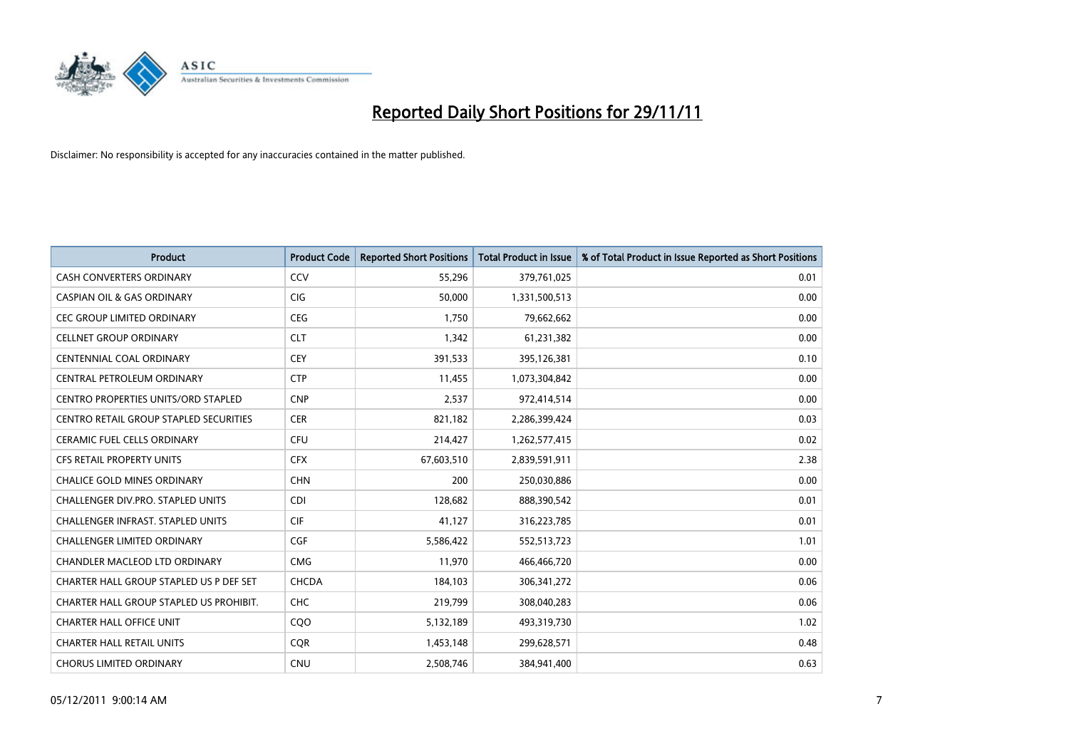# Reported Daily Short Positions for 29/11/11

Disclaimer: No responsibility is accepted for any inaccuracies contained in the matter published.

| Product | Product Code | Reported Short Positions | Total Product in Issue | % of Total Product in Issue Reported as Short Positions |
|---|---|---|---|---|
| CASH CONVERTERS ORDINARY | CCV | 55,296 | 379,761,025 | 0.01 |
| CASPIAN OIL & GAS ORDINARY | CIG | 50,000 | 1,331,500,513 | 0.00 |
| CEC GROUP LIMITED ORDINARY | CEG | 1,750 | 79,662,662 | 0.00 |
| CELLNET GROUP ORDINARY | CLT | 1,342 | 61,231,382 | 0.00 |
| CENTENNIAL COAL ORDINARY | CEY | 391,533 | 395,126,381 | 0.10 |
| CENTRAL PETROLEUM ORDINARY | CTP | 11,455 | 1,073,304,842 | 0.00 |
| CENTRO PROPERTIES UNITS/ORD STAPLED | CNP | 2,537 | 972,414,514 | 0.00 |
| CENTRO RETAIL GROUP STAPLED SECURITIES | CER | 821,182 | 2,286,399,424 | 0.03 |
| CERAMIC FUEL CELLS ORDINARY | CFU | 214,427 | 1,262,577,415 | 0.02 |
| CFS RETAIL PROPERTY UNITS | CFX | 67,603,510 | 2,839,591,911 | 2.38 |
| CHALICE GOLD MINES ORDINARY | CHN | 200 | 250,030,886 | 0.00 |
| CHALLENGER DIV.PRO. STAPLED UNITS | CDI | 128,682 | 888,390,542 | 0.01 |
| CHALLENGER INFRAST. STAPLED UNITS | CIF | 41,127 | 316,223,785 | 0.01 |
| CHALLENGER LIMITED ORDINARY | CGF | 5,586,422 | 552,513,723 | 1.01 |
| CHANDLER MACLEOD LTD ORDINARY | CMG | 11,970 | 466,466,720 | 0.00 |
| CHARTER HALL GROUP STAPLED US P DEF SET | CHCDA | 184,103 | 306,341,272 | 0.06 |
| CHARTER HALL GROUP STAPLED US PROHIBIT. | CHC | 219,799 | 308,040,283 | 0.06 |
| CHARTER HALL OFFICE UNIT | CQO | 5,132,189 | 493,319,730 | 1.02 |
| CHARTER HALL RETAIL UNITS | CQR | 1,453,148 | 299,628,571 | 0.48 |
| CHORUS LIMITED ORDINARY | CNU | 2,508,746 | 384,941,400 | 0.63 |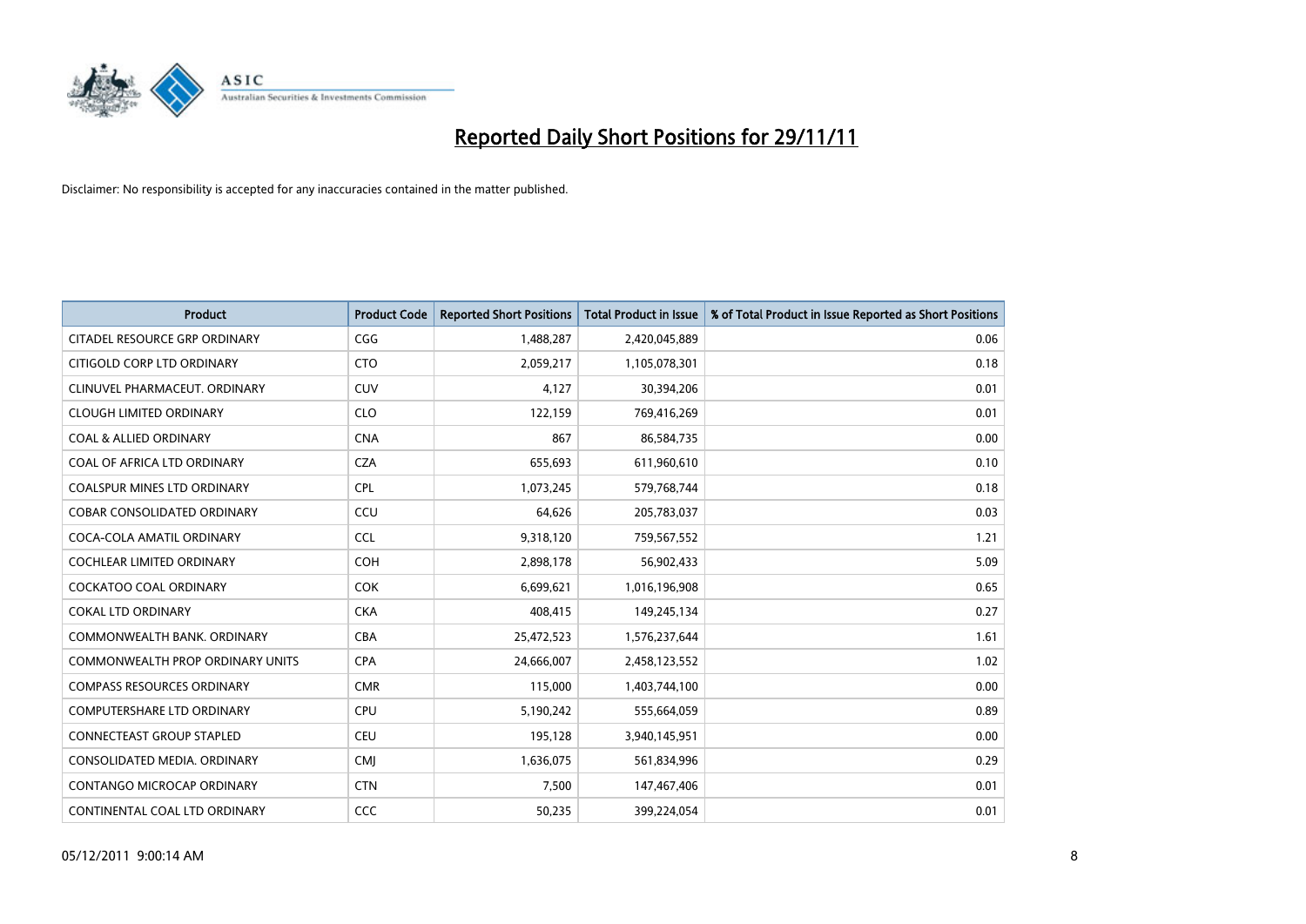# Reported Daily Short Positions for 29/11/11

Disclaimer: No responsibility is accepted for any inaccuracies contained in the matter published.

| Product | Product Code | Reported Short Positions | Total Product in Issue | % of Total Product in Issue Reported as Short Positions |
|---|---|---|---|---|
| CITADEL RESOURCE GRP ORDINARY | CGG | 1,488,287 | 2,420,045,889 | 0.06 |
| CITIGOLD CORP LTD ORDINARY | CTO | 2,059,217 | 1,105,078,301 | 0.18 |
| CLINUVEL PHARMACEUT. ORDINARY | CUV | 4,127 | 30,394,206 | 0.01 |
| CLOUGH LIMITED ORDINARY | CLO | 122,159 | 769,416,269 | 0.01 |
| COAL & ALLIED ORDINARY | CNA | 867 | 86,584,735 | 0.00 |
| COAL OF AFRICA LTD ORDINARY | CZA | 655,693 | 611,960,610 | 0.10 |
| COALSPUR MINES LTD ORDINARY | CPL | 1,073,245 | 579,768,744 | 0.18 |
| COBAR CONSOLIDATED ORDINARY | CCU | 64,626 | 205,783,037 | 0.03 |
| COCA-COLA AMATIL ORDINARY | CCL | 9,318,120 | 759,567,552 | 1.21 |
| COCHLEAR LIMITED ORDINARY | COH | 2,898,178 | 56,902,433 | 5.09 |
| COCKATOO COAL ORDINARY | COK | 6,699,621 | 1,016,196,908 | 0.65 |
| COKAL LTD ORDINARY | CKA | 408,415 | 149,245,134 | 0.27 |
| COMMONWEALTH BANK. ORDINARY | CBA | 25,472,523 | 1,576,237,644 | 1.61 |
| COMMONWEALTH PROP ORDINARY UNITS | CPA | 24,666,007 | 2,458,123,552 | 1.02 |
| COMPASS RESOURCES ORDINARY | CMR | 115,000 | 1,403,744,100 | 0.00 |
| COMPUTERSHARE LTD ORDINARY | CPU | 5,190,242 | 555,664,059 | 0.89 |
| CONNECTEAST GROUP STAPLED | CEU | 195,128 | 3,940,145,951 | 0.00 |
| CONSOLIDATED MEDIA. ORDINARY | CMJ | 1,636,075 | 561,834,996 | 0.29 |
| CONTANGO MICROCAP ORDINARY | CTN | 7,500 | 147,467,406 | 0.01 |
| CONTINENTAL COAL LTD ORDINARY | CCC | 50,235 | 399,224,054 | 0.01 |

05/12/2011 9:00:14 AM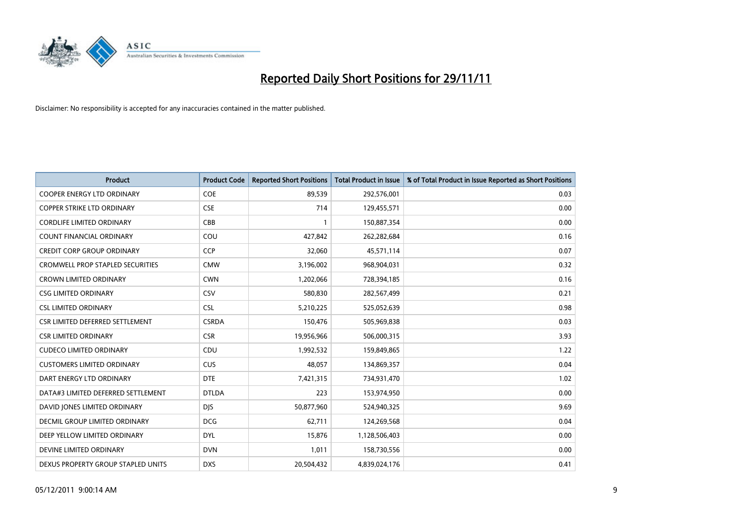# Reported Daily Short Positions for 29/11/11

Disclaimer: No responsibility is accepted for any inaccuracies contained in the matter published.

| Product | Product Code | Reported Short Positions | Total Product in Issue | % of Total Product in Issue Reported as Short Positions |
|---|---|---|---|---|
| COOPER ENERGY LTD ORDINARY | COE | 89,539 | 292,576,001 | 0.03 |
| COPPER STRIKE LTD ORDINARY | CSE | 714 | 129,455,571 | 0.00 |
| CORDLIFE LIMITED ORDINARY | CBB | 1 | 150,887,354 | 0.00 |
| COUNT FINANCIAL ORDINARY | COU | 427,842 | 262,282,684 | 0.16 |
| CREDIT CORP GROUP ORDINARY | CCP | 32,060 | 45,571,114 | 0.07 |
| CROMWELL PROP STAPLED SECURITIES | CMW | 3,196,002 | 968,904,031 | 0.32 |
| CROWN LIMITED ORDINARY | CWN | 1,202,066 | 728,394,185 | 0.16 |
| CSG LIMITED ORDINARY | CSV | 580,830 | 282,567,499 | 0.21 |
| CSL LIMITED ORDINARY | CSL | 5,210,225 | 525,052,639 | 0.98 |
| CSR LIMITED DEFERRED SETTLEMENT | CSRDA | 150,476 | 505,969,838 | 0.03 |
| CSR LIMITED ORDINARY | CSR | 19,956,966 | 506,000,315 | 3.93 |
| CUDECO LIMITED ORDINARY | CDU | 1,992,532 | 159,849,865 | 1.22 |
| CUSTOMERS LIMITED ORDINARY | CUS | 48,057 | 134,869,357 | 0.04 |
| DART ENERGY LTD ORDINARY | DTE | 7,421,315 | 734,931,470 | 1.02 |
| DATA#3 LIMITED DEFERRED SETTLEMENT | DTLDA | 223 | 153,974,950 | 0.00 |
| DAVID JONES LIMITED ORDINARY | DJS | 50,877,960 | 524,940,325 | 9.69 |
| DECMIL GROUP LIMITED ORDINARY | DCG | 62,711 | 124,269,568 | 0.04 |
| DEEP YELLOW LIMITED ORDINARY | DYL | 15,876 | 1,128,506,403 | 0.00 |
| DEVINE LIMITED ORDINARY | DVN | 1,011 | 158,730,556 | 0.00 |
| DEXUS PROPERTY GROUP STAPLED UNITS | DXS | 20,504,432 | 4,839,024,176 | 0.41 |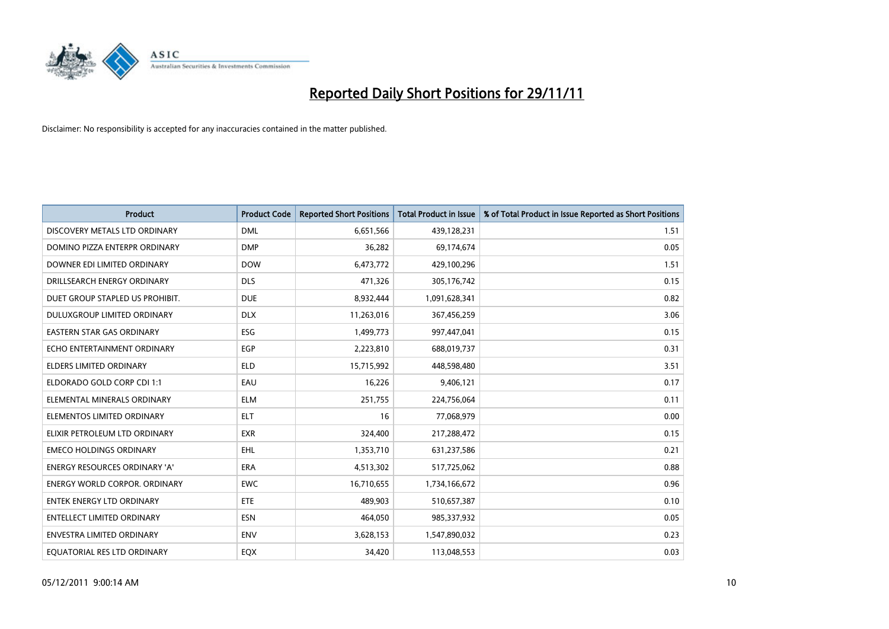# Reported Daily Short Positions for 29/11/11

Disclaimer: No responsibility is accepted for any inaccuracies contained in the matter published.

| Product | Product Code | Reported Short Positions | Total Product in Issue | % of Total Product in Issue Reported as Short Positions |
|---|---|---|---|---|
| DISCOVERY METALS LTD ORDINARY | DML | 6,651,566 | 439,128,231 | 1.51 |
| DOMINO PIZZA ENTERPR ORDINARY | DMP | 36,282 | 69,174,674 | 0.05 |
| DOWNER EDI LIMITED ORDINARY | DOW | 6,473,772 | 429,100,296 | 1.51 |
| DRILLSEARCH ENERGY ORDINARY | DLS | 471,326 | 305,176,742 | 0.15 |
| DUET GROUP STAPLED US PROHIBIT. | DUE | 8,932,444 | 1,091,628,341 | 0.82 |
| DULUXGROUP LIMITED ORDINARY | DLX | 11,263,016 | 367,456,259 | 3.06 |
| EASTERN STAR GAS ORDINARY | ESG | 1,499,773 | 997,447,041 | 0.15 |
| ECHO ENTERTAINMENT ORDINARY | EGP | 2,223,810 | 688,019,737 | 0.31 |
| ELDERS LIMITED ORDINARY | ELD | 15,715,992 | 448,598,480 | 3.51 |
| ELDORADO GOLD CORP CDI 1:1 | EAU | 16,226 | 9,406,121 | 0.17 |
| ELEMENTAL MINERALS ORDINARY | ELM | 251,755 | 224,756,064 | 0.11 |
| ELEMENTOS LIMITED ORDINARY | ELT | 16 | 77,068,979 | 0.00 |
| ELIXIR PETROLEUM LTD ORDINARY | EXR | 324,400 | 217,288,472 | 0.15 |
| EMECO HOLDINGS ORDINARY | EHL | 1,353,710 | 631,237,586 | 0.21 |
| ENERGY RESOURCES ORDINARY 'A' | ERA | 4,513,302 | 517,725,062 | 0.88 |
| ENERGY WORLD CORPOR. ORDINARY | EWC | 16,710,655 | 1,734,166,672 | 0.96 |
| ENTEK ENERGY LTD ORDINARY | ETE | 489,903 | 510,657,387 | 0.10 |
| ENTELLECT LIMITED ORDINARY | ESN | 464,050 | 985,337,932 | 0.05 |
| ENVESTRA LIMITED ORDINARY | ENV | 3,628,153 | 1,547,890,032 | 0.23 |
| EQUATORIAL RES LTD ORDINARY | EQX | 34,420 | 113,048,553 | 0.03 |

05/12/2011 9:00:14 AM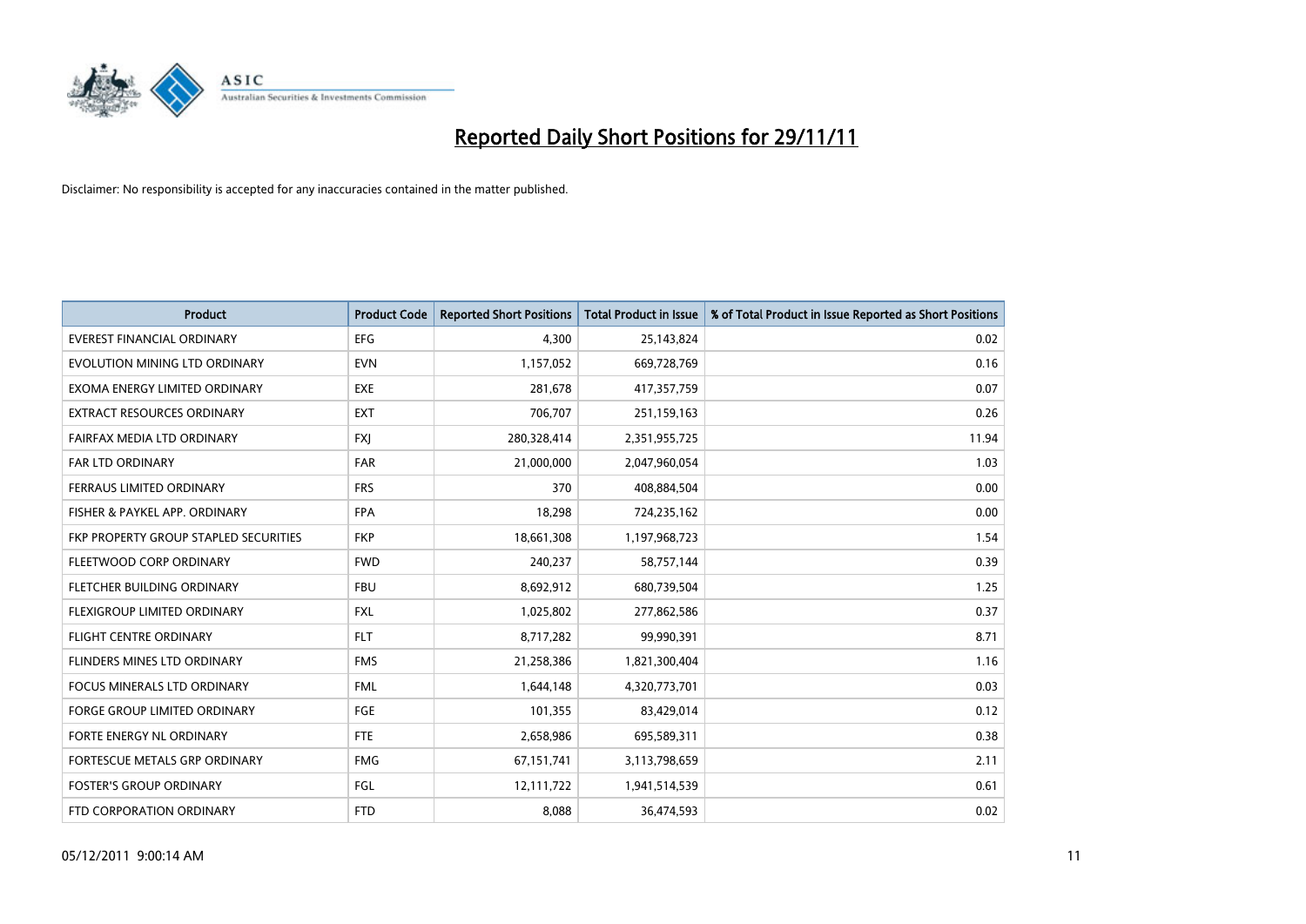# Reported Daily Short Positions for 29/11/11

Disclaimer: No responsibility is accepted for any inaccuracies contained in the matter published.

| Product | Product Code | Reported Short Positions | Total Product in Issue | % of Total Product in Issue Reported as Short Positions |
|---|---|---|---|---|
| EVEREST FINANCIAL ORDINARY | EFG | 4,300 | 25,143,824 | 0.02 |
| EVOLUTION MINING LTD ORDINARY | EVN | 1,157,052 | 669,728,769 | 0.16 |
| EXOMA ENERGY LIMITED ORDINARY | EXE | 281,678 | 417,357,759 | 0.07 |
| EXTRACT RESOURCES ORDINARY | EXT | 706,707 | 251,159,163 | 0.26 |
| FAIRFAX MEDIA LTD ORDINARY | FXJ | 280,328,414 | 2,351,955,725 | 11.94 |
| FAR LTD ORDINARY | FAR | 21,000,000 | 2,047,960,054 | 1.03 |
| FERRAUS LIMITED ORDINARY | FRS | 370 | 408,884,504 | 0.00 |
| FISHER & PAYKEL APP. ORDINARY | FPA | 18,298 | 724,235,162 | 0.00 |
| FKP PROPERTY GROUP STAPLED SECURITIES | FKP | 18,661,308 | 1,197,968,723 | 1.54 |
| FLEETWOOD CORP ORDINARY | FWD | 240,237 | 58,757,144 | 0.39 |
| FLETCHER BUILDING ORDINARY | FBU | 8,692,912 | 680,739,504 | 1.25 |
| FLEXIGROUP LIMITED ORDINARY | FXL | 1,025,802 | 277,862,586 | 0.37 |
| FLIGHT CENTRE ORDINARY | FLT | 8,717,282 | 99,990,391 | 8.71 |
| FLINDERS MINES LTD ORDINARY | FMS | 21,258,386 | 1,821,300,404 | 1.16 |
| FOCUS MINERALS LTD ORDINARY | FML | 1,644,148 | 4,320,773,701 | 0.03 |
| FORGE GROUP LIMITED ORDINARY | FGE | 101,355 | 83,429,014 | 0.12 |
| FORTE ENERGY NL ORDINARY | FTE | 2,658,986 | 695,589,311 | 0.38 |
| FORTESCUE METALS GRP ORDINARY | FMG | 67,151,741 | 3,113,798,659 | 2.11 |
| FOSTER'S GROUP ORDINARY | FGL | 12,111,722 | 1,941,514,539 | 0.61 |
| FTD CORPORATION ORDINARY | FTD | 8,088 | 36,474,593 | 0.02 |

05/12/2011 9:00:14 AM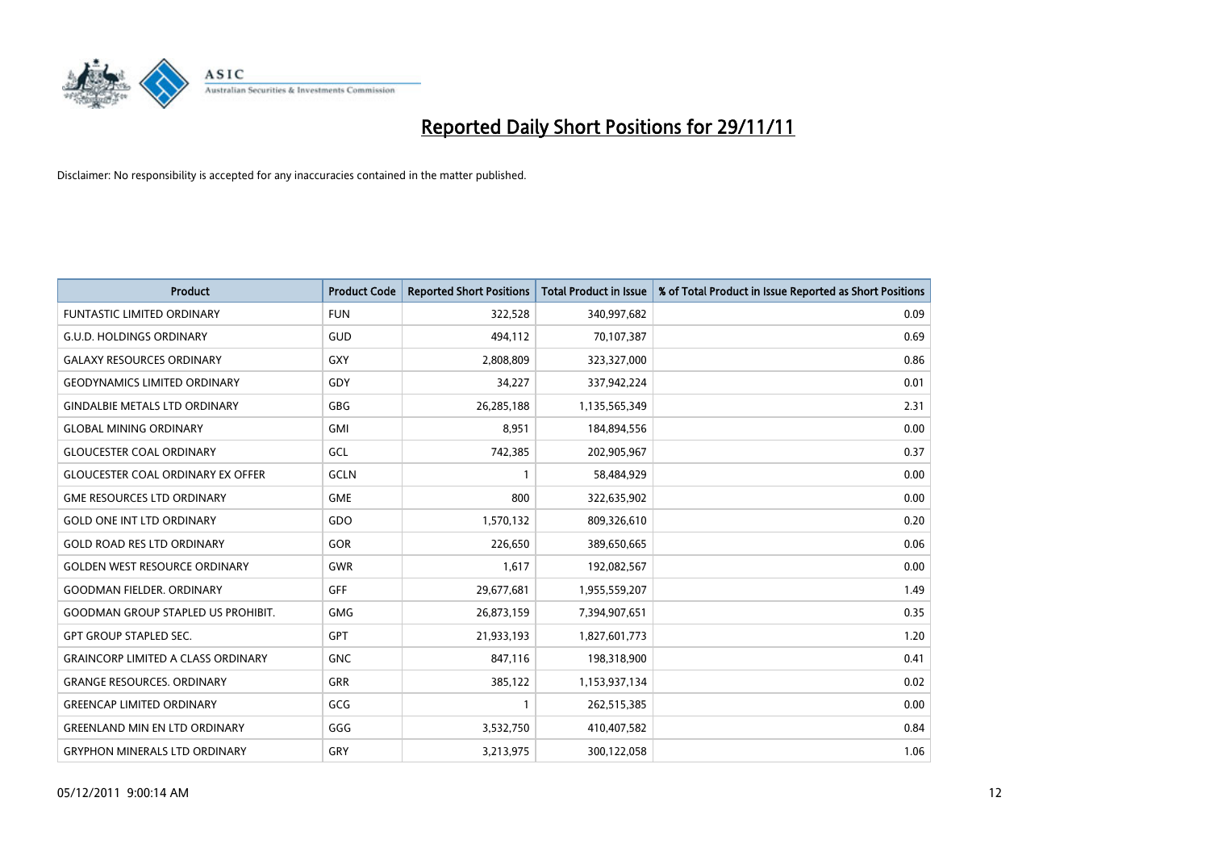# Reported Daily Short Positions for 29/11/11

Disclaimer: No responsibility is accepted for any inaccuracies contained in the matter published.

| Product | Product Code | Reported Short Positions | Total Product in Issue | % of Total Product in Issue Reported as Short Positions |
|---|---|---|---|---|
| FUNTASTIC LIMITED ORDINARY | FUN | 322,528 | 340,997,682 | 0.09 |
| G.U.D. HOLDINGS ORDINARY | GUD | 494,112 | 70,107,387 | 0.69 |
| GALAXY RESOURCES ORDINARY | GXY | 2,808,809 | 323,327,000 | 0.86 |
| GEODYNAMICS LIMITED ORDINARY | GDY | 34,227 | 337,942,224 | 0.01 |
| GINDALBIE METALS LTD ORDINARY | GBG | 26,285,188 | 1,135,565,349 | 2.31 |
| GLOBAL MINING ORDINARY | GMI | 8,951 | 184,894,556 | 0.00 |
| GLOUCESTER COAL ORDINARY | GCL | 742,385 | 202,905,967 | 0.37 |
| GLOUCESTER COAL ORDINARY EX OFFER | GCLN | 1 | 58,484,929 | 0.00 |
| GME RESOURCES LTD ORDINARY | GME | 800 | 322,635,902 | 0.00 |
| GOLD ONE INT LTD ORDINARY | GDO | 1,570,132 | 809,326,610 | 0.20 |
| GOLD ROAD RES LTD ORDINARY | GOR | 226,650 | 389,650,665 | 0.06 |
| GOLDEN WEST RESOURCE ORDINARY | GWR | 1,617 | 192,082,567 | 0.00 |
| GOODMAN FIELDER. ORDINARY | GFF | 29,677,681 | 1,955,559,207 | 1.49 |
| GOODMAN GROUP STAPLED US PROHIBIT. | GMG | 26,873,159 | 7,394,907,651 | 0.35 |
| GPT GROUP STAPLED SEC. | GPT | 21,933,193 | 1,827,601,773 | 1.20 |
| GRAINCORP LIMITED A CLASS ORDINARY | GNC | 847,116 | 198,318,900 | 0.41 |
| GRANGE RESOURCES. ORDINARY | GRR | 385,122 | 1,153,937,134 | 0.02 |
| GREENCAP LIMITED ORDINARY | GCG | 1 | 262,515,385 | 0.00 |
| GREENLAND MIN EN LTD ORDINARY | GGG | 3,532,750 | 410,407,582 | 0.84 |
| GRYPHON MINERALS LTD ORDINARY | GRY | 3,213,975 | 300,122,058 | 1.06 |

05/12/2011 9:00:14 AM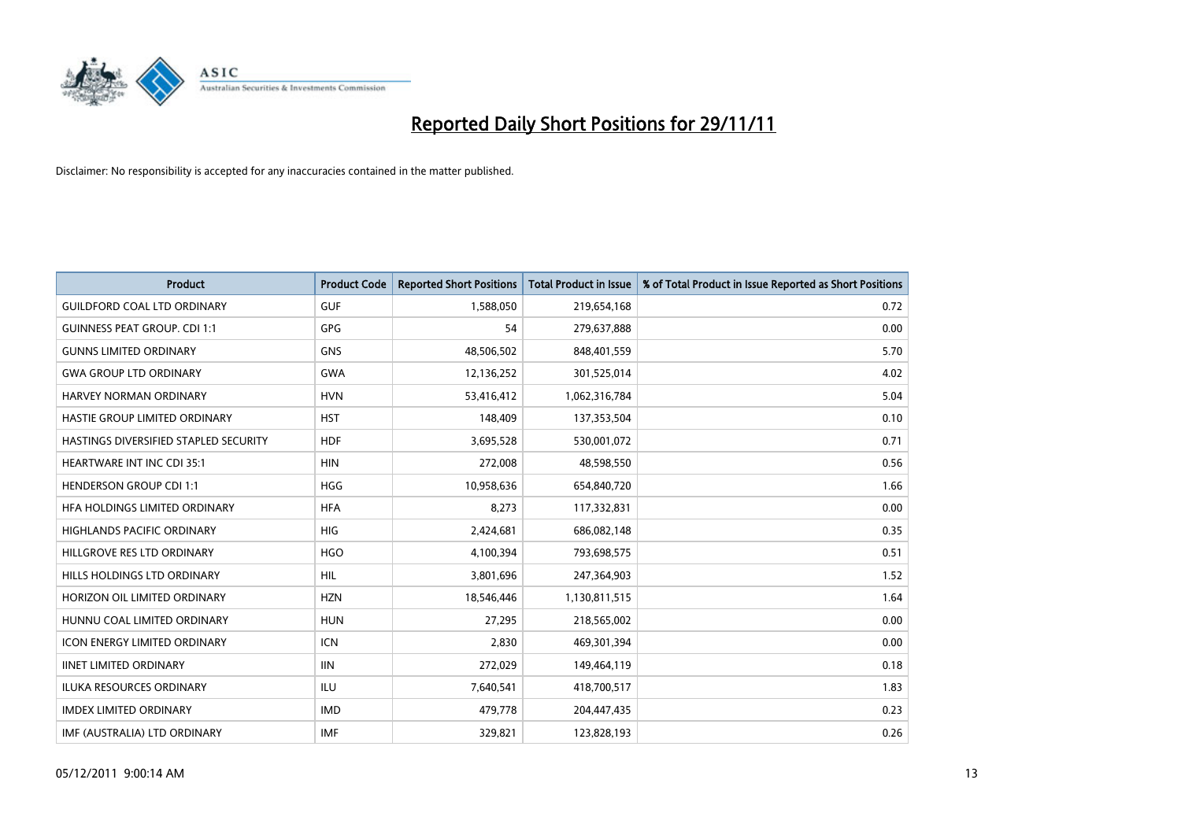# Reported Daily Short Positions for 29/11/11

Disclaimer: No responsibility is accepted for any inaccuracies contained in the matter published.

| Product | Product Code | Reported Short Positions | Total Product in Issue | % of Total Product in Issue Reported as Short Positions |
|---|---|---|---|---|
| GUILDFORD COAL LTD ORDINARY | GUF | 1,588,050 | 219,654,168 | 0.72 |
| GUINNESS PEAT GROUP. CDI 1:1 | GPG | 54 | 279,637,888 | 0.00 |
| GUNNS LIMITED ORDINARY | GNS | 48,506,502 | 848,401,559 | 5.70 |
| GWA GROUP LTD ORDINARY | GWA | 12,136,252 | 301,525,014 | 4.02 |
| HARVEY NORMAN ORDINARY | HVN | 53,416,412 | 1,062,316,784 | 5.04 |
| HASTIE GROUP LIMITED ORDINARY | HST | 148,409 | 137,353,504 | 0.10 |
| HASTINGS DIVERSIFIED STAPLED SECURITY | HDF | 3,695,528 | 530,001,072 | 0.71 |
| HEARTWARE INT INC CDI 35:1 | HIN | 272,008 | 48,598,550 | 0.56 |
| HENDERSON GROUP CDI 1:1 | HGG | 10,958,636 | 654,840,720 | 1.66 |
| HFA HOLDINGS LIMITED ORDINARY | HFA | 8,273 | 117,332,831 | 0.00 |
| HIGHLANDS PACIFIC ORDINARY | HIG | 2,424,681 | 686,082,148 | 0.35 |
| HILLGROVE RES LTD ORDINARY | HGO | 4,100,394 | 793,698,575 | 0.51 |
| HILLS HOLDINGS LTD ORDINARY | HIL | 3,801,696 | 247,364,903 | 1.52 |
| HORIZON OIL LIMITED ORDINARY | HZN | 18,546,446 | 1,130,811,515 | 1.64 |
| HUNNU COAL LIMITED ORDINARY | HUN | 27,295 | 218,565,002 | 0.00 |
| ICON ENERGY LIMITED ORDINARY | ICN | 2,830 | 469,301,394 | 0.00 |
| IINET LIMITED ORDINARY | IIN | 272,029 | 149,464,119 | 0.18 |
| ILUKA RESOURCES ORDINARY | ILU | 7,640,541 | 418,700,517 | 1.83 |
| IMDEX LIMITED ORDINARY | IMD | 479,778 | 204,447,435 | 0.23 |
| IMF (AUSTRALIA) LTD ORDINARY | IMF | 329,821 | 123,828,193 | 0.26 |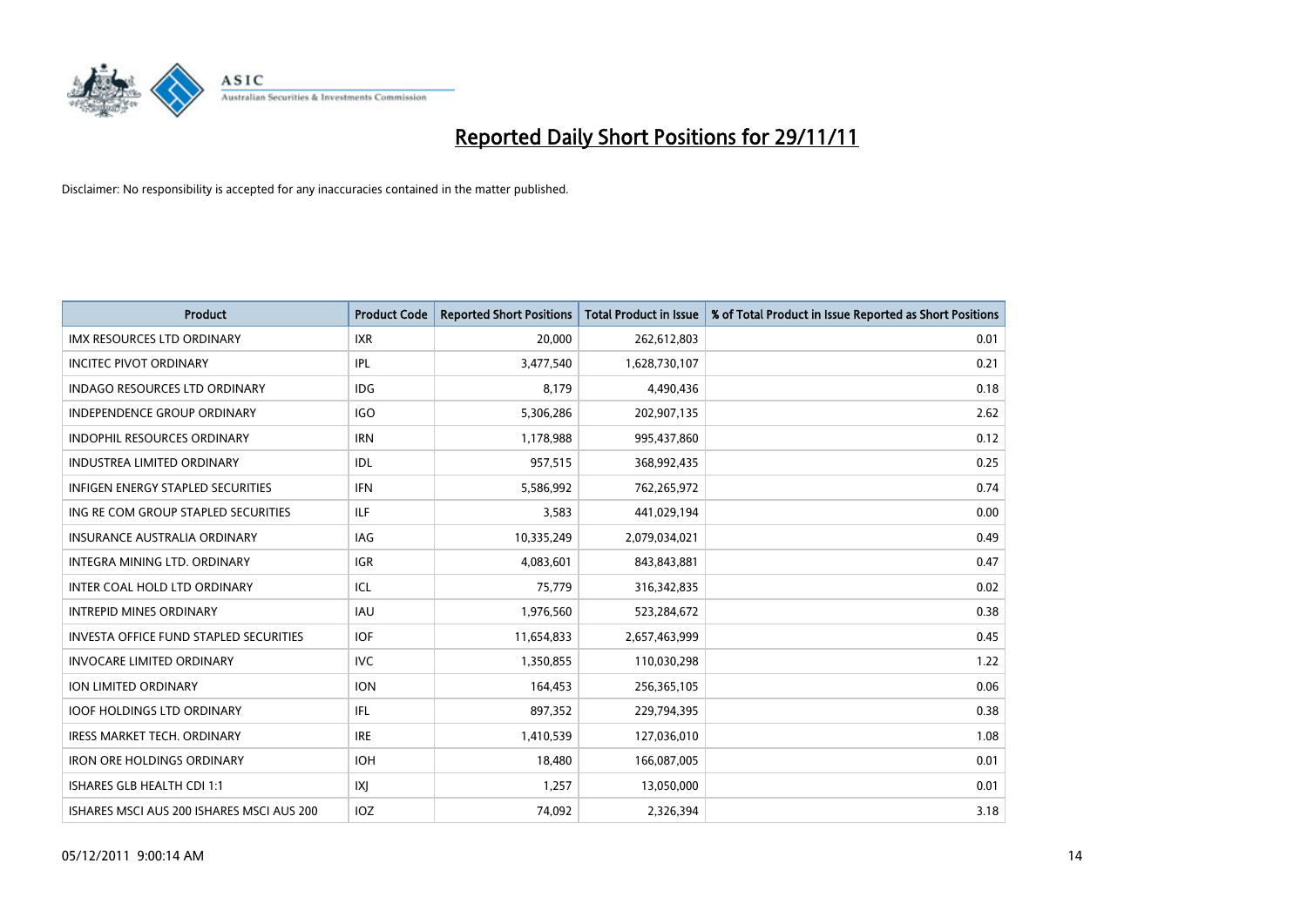# Reported Daily Short Positions for 29/11/11

Disclaimer: No responsibility is accepted for any inaccuracies contained in the matter published.

| Product | Product Code | Reported Short Positions | Total Product in Issue | % of Total Product in Issue Reported as Short Positions |
|---|---|---|---|---|
| IMX RESOURCES LTD ORDINARY | IXR | 20,000 | 262,612,803 | 0.01 |
| INCITEC PIVOT ORDINARY | IPL | 3,477,540 | 1,628,730,107 | 0.21 |
| INDAGO RESOURCES LTD ORDINARY | IDG | 8,179 | 4,490,436 | 0.18 |
| INDEPENDENCE GROUP ORDINARY | IGO | 5,306,286 | 202,907,135 | 2.62 |
| INDOPHIL RESOURCES ORDINARY | IRN | 1,178,988 | 995,437,860 | 0.12 |
| INDUSTREA LIMITED ORDINARY | IDL | 957,515 | 368,992,435 | 0.25 |
| INFIGEN ENERGY STAPLED SECURITIES | IFN | 5,586,992 | 762,265,972 | 0.74 |
| ING RE COM GROUP STAPLED SECURITIES | ILF | 3,583 | 441,029,194 | 0.00 |
| INSURANCE AUSTRALIA ORDINARY | IAG | 10,335,249 | 2,079,034,021 | 0.49 |
| INTEGRA MINING LTD. ORDINARY | IGR | 4,083,601 | 843,843,881 | 0.47 |
| INTER COAL HOLD LTD ORDINARY | ICL | 75,779 | 316,342,835 | 0.02 |
| INTREPID MINES ORDINARY | IAU | 1,976,560 | 523,284,672 | 0.38 |
| INVESTA OFFICE FUND STAPLED SECURITIES | IOF | 11,654,833 | 2,657,463,999 | 0.45 |
| INVOCARE LIMITED ORDINARY | IVC | 1,350,855 | 110,030,298 | 1.22 |
| ION LIMITED ORDINARY | ION | 164,453 | 256,365,105 | 0.06 |
| IOOF HOLDINGS LTD ORDINARY | IFL | 897,352 | 229,794,395 | 0.38 |
| IRESS MARKET TECH. ORDINARY | IRE | 1,410,539 | 127,036,010 | 1.08 |
| IRON ORE HOLDINGS ORDINARY | IOH | 18,480 | 166,087,005 | 0.01 |
| ISHARES GLB HEALTH CDI 1:1 | IXJ | 1,257 | 13,050,000 | 0.01 |
| ISHARES MSCI AUS 200 ISHARES MSCI AUS 200 | IOZ | 74,092 | 2,326,394 | 3.18 |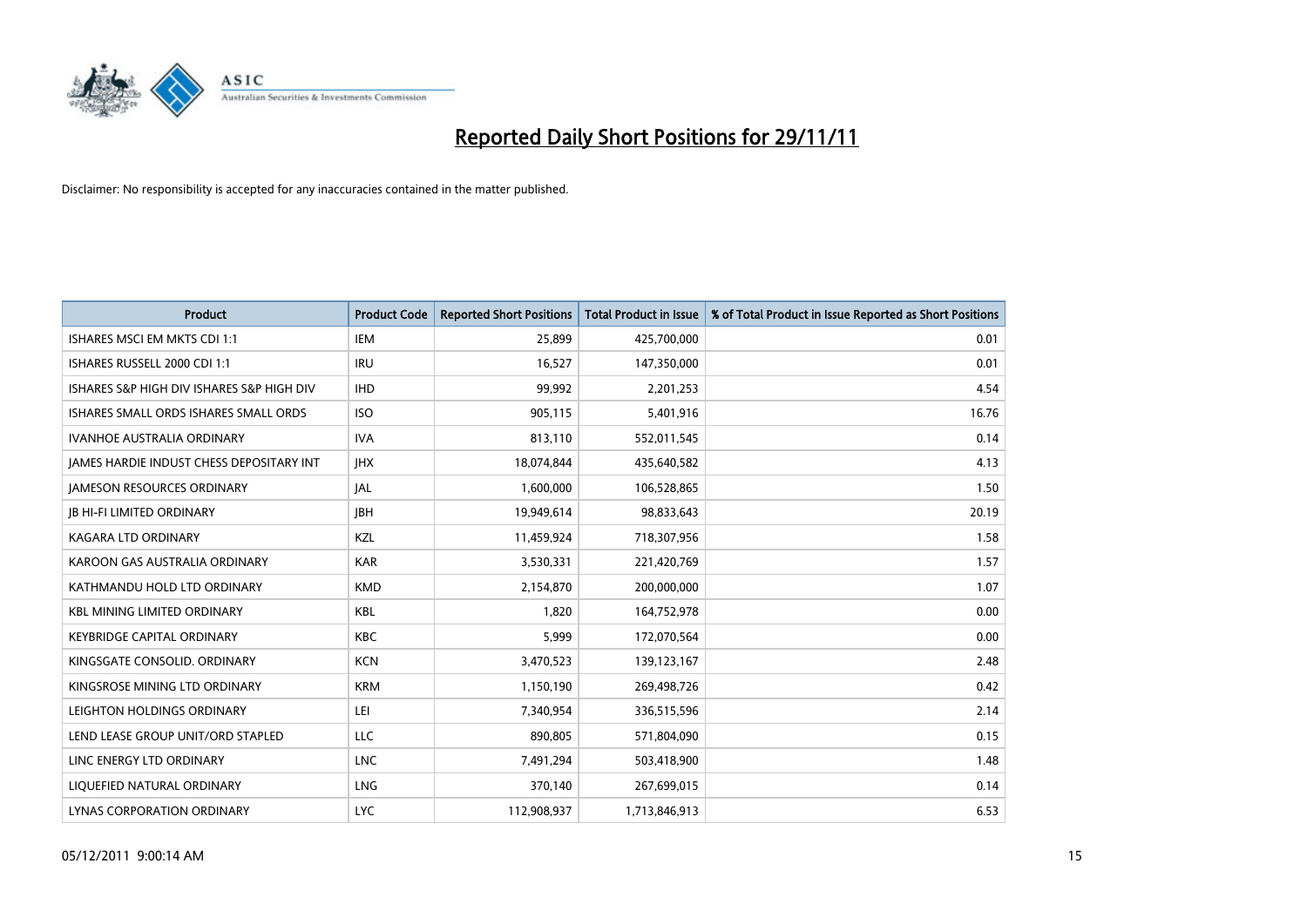# Reported Daily Short Positions for 29/11/11

Disclaimer: No responsibility is accepted for any inaccuracies contained in the matter published.

| Product | Product Code | Reported Short Positions | Total Product in Issue | % of Total Product in Issue Reported as Short Positions |
|---|---|---|---|---|
| ISHARES MSCI EM MKTS CDI 1:1 | IEM | 25,899 | 425,700,000 | 0.01 |
| ISHARES RUSSELL 2000 CDI 1:1 | IRU | 16,527 | 147,350,000 | 0.01 |
| ISHARES S&P HIGH DIV ISHARES S&P HIGH DIV | IHD | 99,992 | 2,201,253 | 4.54 |
| ISHARES SMALL ORDS ISHARES SMALL ORDS | ISO | 905,115 | 5,401,916 | 16.76 |
| IVANHOE AUSTRALIA ORDINARY | IVA | 813,110 | 552,011,545 | 0.14 |
| JAMES HARDIE INDUST CHESS DEPOSITARY INT | JHX | 18,074,844 | 435,640,582 | 4.13 |
| JAMESON RESOURCES ORDINARY | JAL | 1,600,000 | 106,528,865 | 1.50 |
| JB HI-FI LIMITED ORDINARY | JBH | 19,949,614 | 98,833,643 | 20.19 |
| KAGARA LTD ORDINARY | KZL | 11,459,924 | 718,307,956 | 1.58 |
| KAROON GAS AUSTRALIA ORDINARY | KAR | 3,530,331 | 221,420,769 | 1.57 |
| KATHMANDU HOLD LTD ORDINARY | KMD | 2,154,870 | 200,000,000 | 1.07 |
| KBL MINING LIMITED ORDINARY | KBL | 1,820 | 164,752,978 | 0.00 |
| KEYBRIDGE CAPITAL ORDINARY | KBC | 5,999 | 172,070,564 | 0.00 |
| KINGSGATE CONSOLID. ORDINARY | KCN | 3,470,523 | 139,123,167 | 2.48 |
| KINGSROSE MINING LTD ORDINARY | KRM | 1,150,190 | 269,498,726 | 0.42 |
| LEIGHTON HOLDINGS ORDINARY | LEI | 7,340,954 | 336,515,596 | 2.14 |
| LEND LEASE GROUP UNIT/ORD STAPLED | LLC | 890,805 | 571,804,090 | 0.15 |
| LINC ENERGY LTD ORDINARY | LNC | 7,491,294 | 503,418,900 | 1.48 |
| LIQUEFIED NATURAL ORDINARY | LNG | 370,140 | 267,699,015 | 0.14 |
| LYNAS CORPORATION ORDINARY | LYC | 112,908,937 | 1,713,846,913 | 6.53 |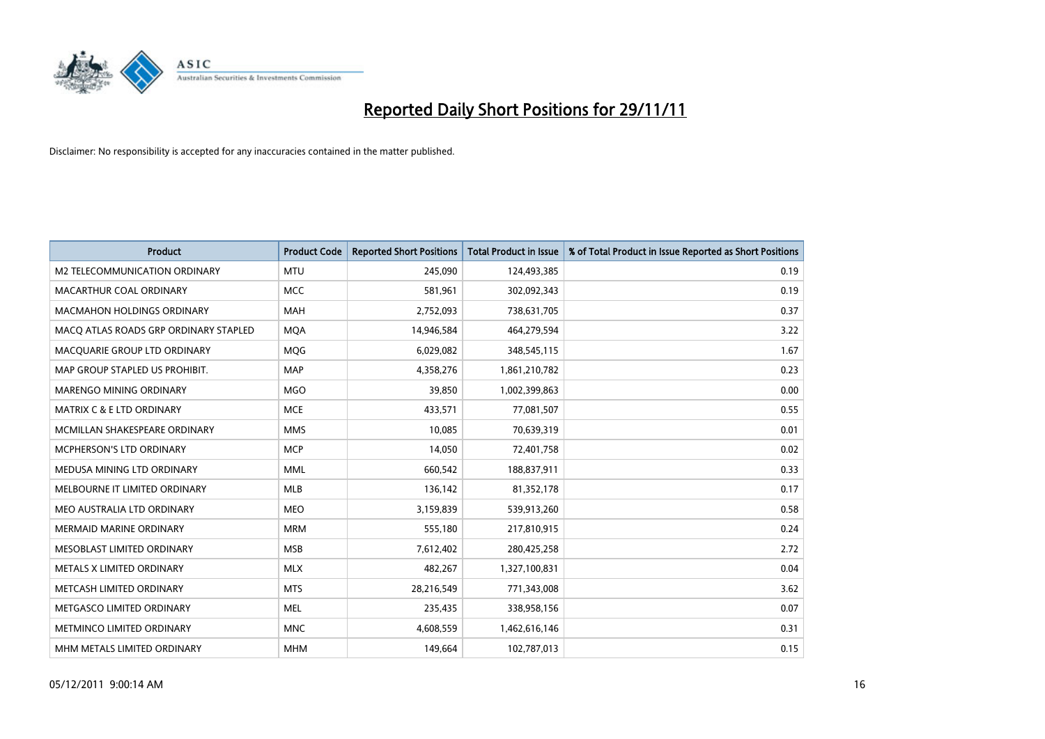# Reported Daily Short Positions for 29/11/11

Disclaimer: No responsibility is accepted for any inaccuracies contained in the matter published.

| Product | Product Code | Reported Short Positions | Total Product in Issue | % of Total Product in Issue Reported as Short Positions |
|---|---|---|---|---|
| M2 TELECOMMUNICATION ORDINARY | MTU | 245,090 | 124,493,385 | 0.19 |
| MACARTHUR COAL ORDINARY | MCC | 581,961 | 302,092,343 | 0.19 |
| MACMAHON HOLDINGS ORDINARY | MAH | 2,752,093 | 738,631,705 | 0.37 |
| MACQ ATLAS ROADS GRP ORDINARY STAPLED | MQA | 14,946,584 | 464,279,594 | 3.22 |
| MACQUARIE GROUP LTD ORDINARY | MQG | 6,029,082 | 348,545,115 | 1.67 |
| MAP GROUP STAPLED US PROHIBIT. | MAP | 4,358,276 | 1,861,210,782 | 0.23 |
| MARENGO MINING ORDINARY | MGO | 39,850 | 1,002,399,863 | 0.00 |
| MATRIX C & E LTD ORDINARY | MCE | 433,571 | 77,081,507 | 0.55 |
| MCMILLAN SHAKESPEARE ORDINARY | MMS | 10,085 | 70,639,319 | 0.01 |
| MCPHERSON'S LTD ORDINARY | MCP | 14,050 | 72,401,758 | 0.02 |
| MEDUSA MINING LTD ORDINARY | MML | 660,542 | 188,837,911 | 0.33 |
| MELBOURNE IT LIMITED ORDINARY | MLB | 136,142 | 81,352,178 | 0.17 |
| MEO AUSTRALIA LTD ORDINARY | MEO | 3,159,839 | 539,913,260 | 0.58 |
| MERMAID MARINE ORDINARY | MRM | 555,180 | 217,810,915 | 0.24 |
| MESOBLAST LIMITED ORDINARY | MSB | 7,612,402 | 280,425,258 | 2.72 |
| METALS X LIMITED ORDINARY | MLX | 482,267 | 1,327,100,831 | 0.04 |
| METCASH LIMITED ORDINARY | MTS | 28,216,549 | 771,343,008 | 3.62 |
| METGASCO LIMITED ORDINARY | MEL | 235,435 | 338,958,156 | 0.07 |
| METMINCO LIMITED ORDINARY | MNC | 4,608,559 | 1,462,616,146 | 0.31 |
| MHM METALS LIMITED ORDINARY | MHM | 149,664 | 102,787,013 | 0.15 |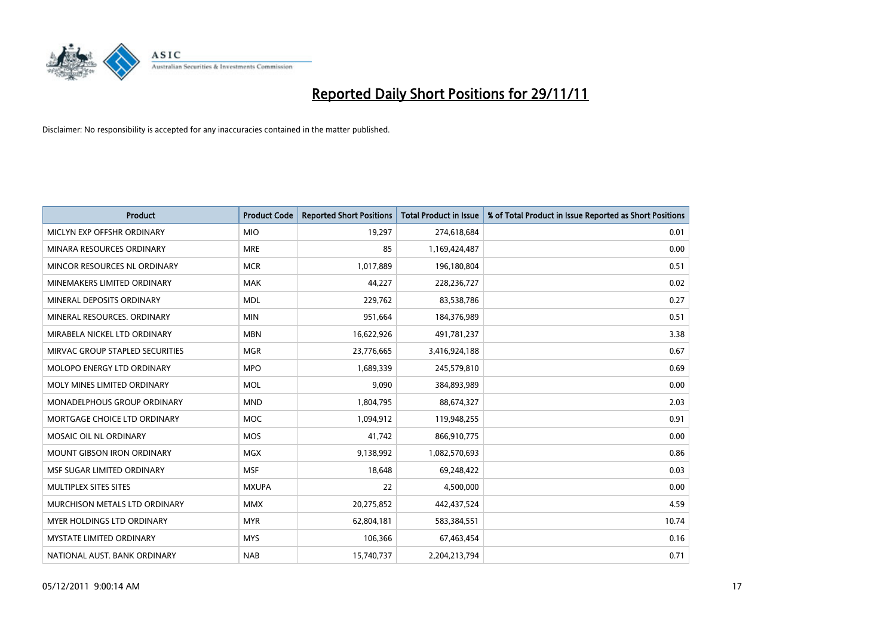# Reported Daily Short Positions for 29/11/11

Disclaimer: No responsibility is accepted for any inaccuracies contained in the matter published.

| Product | Product Code | Reported Short Positions | Total Product in Issue | % of Total Product in Issue Reported as Short Positions |
|---|---|---|---|---|
| MICLYN EXP OFFSHR ORDINARY | MIO | 19,297 | 274,618,684 | 0.01 |
| MINARA RESOURCES ORDINARY | MRE | 85 | 1,169,424,487 | 0.00 |
| MINCOR RESOURCES NL ORDINARY | MCR | 1,017,889 | 196,180,804 | 0.51 |
| MINEMAKERS LIMITED ORDINARY | MAK | 44,227 | 228,236,727 | 0.02 |
| MINERAL DEPOSITS ORDINARY | MDL | 229,762 | 83,538,786 | 0.27 |
| MINERAL RESOURCES. ORDINARY | MIN | 951,664 | 184,376,989 | 0.51 |
| MIRABELA NICKEL LTD ORDINARY | MBN | 16,622,926 | 491,781,237 | 3.38 |
| MIRVAC GROUP STAPLED SECURITIES | MGR | 23,776,665 | 3,416,924,188 | 0.67 |
| MOLOPO ENERGY LTD ORDINARY | MPO | 1,689,339 | 245,579,810 | 0.69 |
| MOLY MINES LIMITED ORDINARY | MOL | 9,090 | 384,893,989 | 0.00 |
| MONADELPHOUS GROUP ORDINARY | MND | 1,804,795 | 88,674,327 | 2.03 |
| MORTGAGE CHOICE LTD ORDINARY | MOC | 1,094,912 | 119,948,255 | 0.91 |
| MOSAIC OIL NL ORDINARY | MOS | 41,742 | 866,910,775 | 0.00 |
| MOUNT GIBSON IRON ORDINARY | MGX | 9,138,992 | 1,082,570,693 | 0.86 |
| MSF SUGAR LIMITED ORDINARY | MSF | 18,648 | 69,248,422 | 0.03 |
| MULTIPLEX SITES SITES | MXUPA | 22 | 4,500,000 | 0.00 |
| MURCHISON METALS LTD ORDINARY | MMX | 20,275,852 | 442,437,524 | 4.59 |
| MYER HOLDINGS LTD ORDINARY | MYR | 62,804,181 | 583,384,551 | 10.74 |
| MYSTATE LIMITED ORDINARY | MYS | 106,366 | 67,463,454 | 0.16 |
| NATIONAL AUST. BANK ORDINARY | NAB | 15,740,737 | 2,204,213,794 | 0.71 |

05/12/2011 9:00:14 AM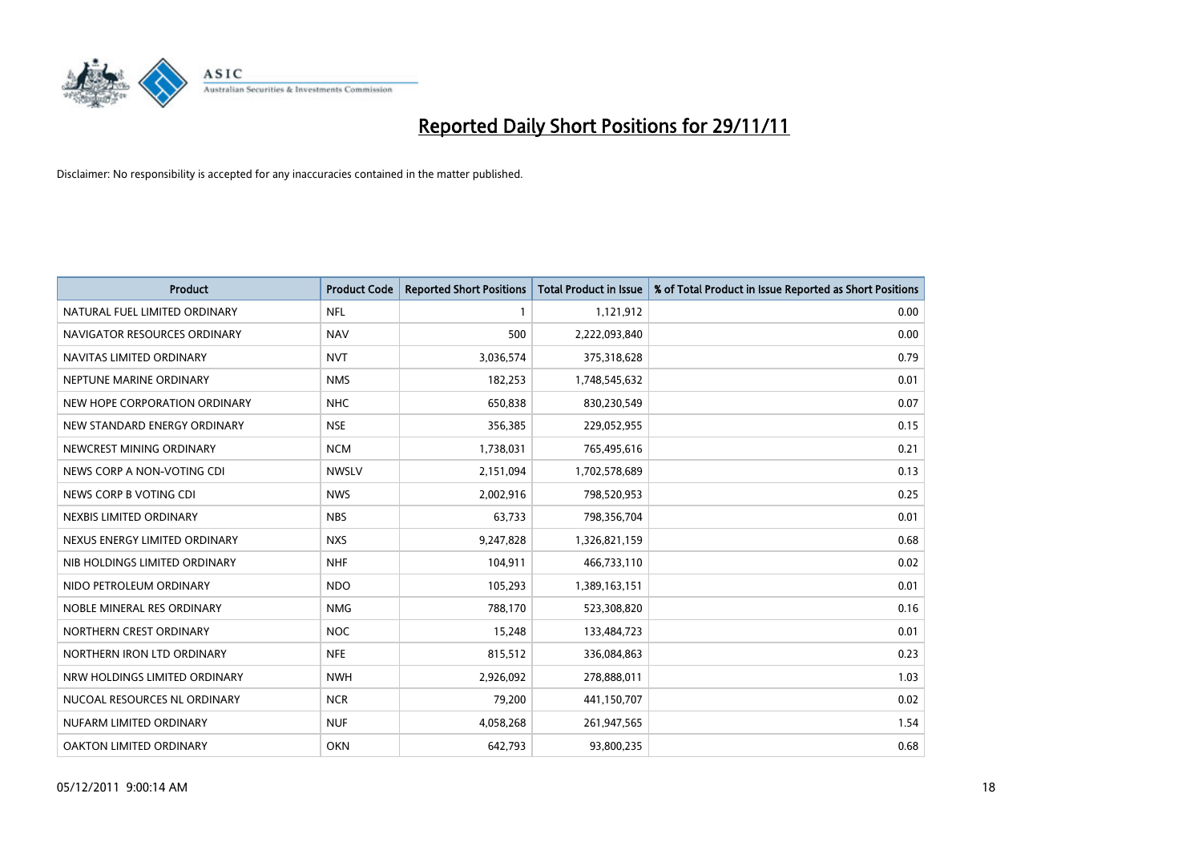# Reported Daily Short Positions for 29/11/11

Disclaimer: No responsibility is accepted for any inaccuracies contained in the matter published.

| Product | Product Code | Reported Short Positions | Total Product in Issue | % of Total Product in Issue Reported as Short Positions |
|---|---|---|---|---|
| NATURAL FUEL LIMITED ORDINARY | NFL | 1 | 1,121,912 | 0.00 |
| NAVIGATOR RESOURCES ORDINARY | NAV | 500 | 2,222,093,840 | 0.00 |
| NAVITAS LIMITED ORDINARY | NVT | 3,036,574 | 375,318,628 | 0.79 |
| NEPTUNE MARINE ORDINARY | NMS | 182,253 | 1,748,545,632 | 0.01 |
| NEW HOPE CORPORATION ORDINARY | NHC | 650,838 | 830,230,549 | 0.07 |
| NEW STANDARD ENERGY ORDINARY | NSE | 356,385 | 229,052,955 | 0.15 |
| NEWCREST MINING ORDINARY | NCM | 1,738,031 | 765,495,616 | 0.21 |
| NEWS CORP A NON-VOTING CDI | NWSLV | 2,151,094 | 1,702,578,689 | 0.13 |
| NEWS CORP B VOTING CDI | NWS | 2,002,916 | 798,520,953 | 0.25 |
| NEXBIS LIMITED ORDINARY | NBS | 63,733 | 798,356,704 | 0.01 |
| NEXUS ENERGY LIMITED ORDINARY | NXS | 9,247,828 | 1,326,821,159 | 0.68 |
| NIB HOLDINGS LIMITED ORDINARY | NHF | 104,911 | 466,733,110 | 0.02 |
| NIDO PETROLEUM ORDINARY | NDO | 105,293 | 1,389,163,151 | 0.01 |
| NOBLE MINERAL RES ORDINARY | NMG | 788,170 | 523,308,820 | 0.16 |
| NORTHERN CREST ORDINARY | NOC | 15,248 | 133,484,723 | 0.01 |
| NORTHERN IRON LTD ORDINARY | NFE | 815,512 | 336,084,863 | 0.23 |
| NRW HOLDINGS LIMITED ORDINARY | NWH | 2,926,092 | 278,888,011 | 1.03 |
| NUCOAL RESOURCES NL ORDINARY | NCR | 79,200 | 441,150,707 | 0.02 |
| NUFARM LIMITED ORDINARY | NUF | 4,058,268 | 261,947,565 | 1.54 |
| OAKTON LIMITED ORDINARY | OKN | 642,793 | 93,800,235 | 0.68 |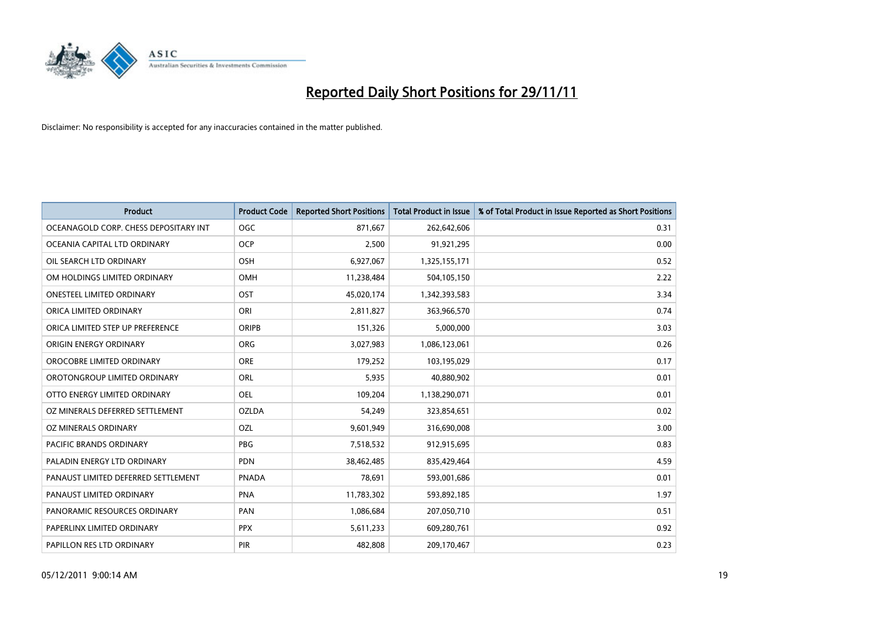# Reported Daily Short Positions for 29/11/11

Disclaimer: No responsibility is accepted for any inaccuracies contained in the matter published.

| Product | Product Code | Reported Short Positions | Total Product in Issue | % of Total Product in Issue Reported as Short Positions |
|---|---|---|---|---|
| OCEANAGOLD CORP. CHESS DEPOSITARY INT | OGC | 871,667 | 262,642,606 | 0.31 |
| OCEANIA CAPITAL LTD ORDINARY | OCP | 2,500 | 91,921,295 | 0.00 |
| OIL SEARCH LTD ORDINARY | OSH | 6,927,067 | 1,325,155,171 | 0.52 |
| OM HOLDINGS LIMITED ORDINARY | OMH | 11,238,484 | 504,105,150 | 2.22 |
| ONESTEEL LIMITED ORDINARY | OST | 45,020,174 | 1,342,393,583 | 3.34 |
| ORICA LIMITED ORDINARY | ORI | 2,811,827 | 363,966,570 | 0.74 |
| ORICA LIMITED STEP UP PREFERENCE | ORIPB | 151,326 | 5,000,000 | 3.03 |
| ORIGIN ENERGY ORDINARY | ORG | 3,027,983 | 1,086,123,061 | 0.26 |
| OROCOBRE LIMITED ORDINARY | ORE | 179,252 | 103,195,029 | 0.17 |
| OROTONGROUP LIMITED ORDINARY | ORL | 5,935 | 40,880,902 | 0.01 |
| OTTO ENERGY LIMITED ORDINARY | OEL | 109,204 | 1,138,290,071 | 0.01 |
| OZ MINERALS DEFERRED SETTLEMENT | OZLDA | 54,249 | 323,854,651 | 0.02 |
| OZ MINERALS ORDINARY | OZL | 9,601,949 | 316,690,008 | 3.00 |
| PACIFIC BRANDS ORDINARY | PBG | 7,518,532 | 912,915,695 | 0.83 |
| PALADIN ENERGY LTD ORDINARY | PDN | 38,462,485 | 835,429,464 | 4.59 |
| PANAUST LIMITED DEFERRED SETTLEMENT | PNADA | 78,691 | 593,001,686 | 0.01 |
| PANAUST LIMITED ORDINARY | PNA | 11,783,302 | 593,892,185 | 1.97 |
| PANORAMIC RESOURCES ORDINARY | PAN | 1,086,684 | 207,050,710 | 0.51 |
| PAPERLINX LIMITED ORDINARY | PPX | 5,611,233 | 609,280,761 | 0.92 |
| PAPILLON RES LTD ORDINARY | PIR | 482,808 | 209,170,467 | 0.23 |

05/12/2011 9:00:14 AM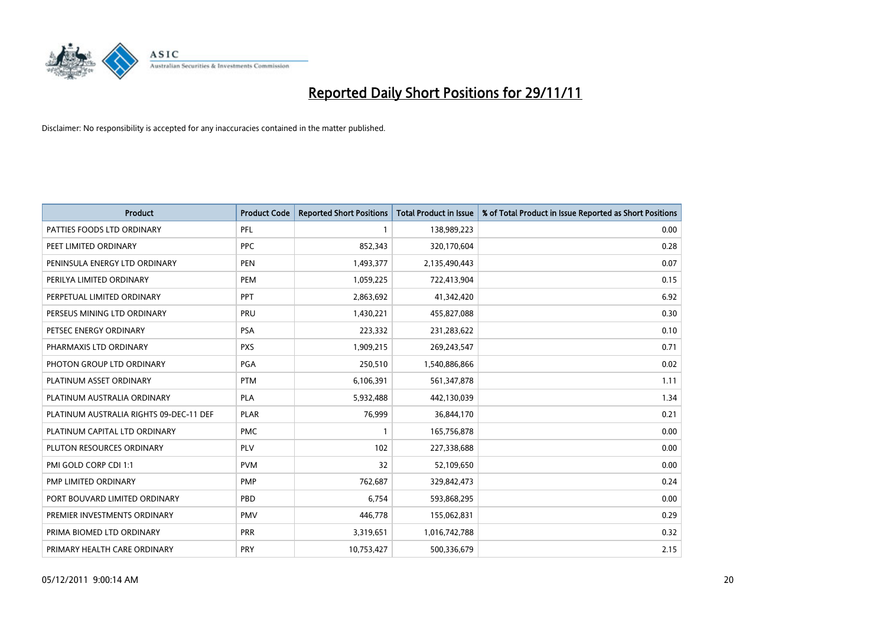# Reported Daily Short Positions for 29/11/11

Disclaimer: No responsibility is accepted for any inaccuracies contained in the matter published.

| Product | Product Code | Reported Short Positions | Total Product in Issue | % of Total Product in Issue Reported as Short Positions |
|---|---|---|---|---|
| PATTIES FOODS LTD ORDINARY | PFL | 1 | 138,989,223 | 0.00 |
| PEET LIMITED ORDINARY | PPC | 852,343 | 320,170,604 | 0.28 |
| PENINSULA ENERGY LTD ORDINARY | PEN | 1,493,377 | 2,135,490,443 | 0.07 |
| PERILYA LIMITED ORDINARY | PEM | 1,059,225 | 722,413,904 | 0.15 |
| PERPETUAL LIMITED ORDINARY | PPT | 2,863,692 | 41,342,420 | 6.92 |
| PERSEUS MINING LTD ORDINARY | PRU | 1,430,221 | 455,827,088 | 0.30 |
| PETSEC ENERGY ORDINARY | PSA | 223,332 | 231,283,622 | 0.10 |
| PHARMAXIS LTD ORDINARY | PXS | 1,909,215 | 269,243,547 | 0.71 |
| PHOTON GROUP LTD ORDINARY | PGA | 250,510 | 1,540,886,866 | 0.02 |
| PLATINUM ASSET ORDINARY | PTM | 6,106,391 | 561,347,878 | 1.11 |
| PLATINUM AUSTRALIA ORDINARY | PLA | 5,932,488 | 442,130,039 | 1.34 |
| PLATINUM AUSTRALIA RIGHTS 09-DEC-11 DEF | PLAR | 76,999 | 36,844,170 | 0.21 |
| PLATINUM CAPITAL LTD ORDINARY | PMC | 1 | 165,756,878 | 0.00 |
| PLUTON RESOURCES ORDINARY | PLV | 102 | 227,338,688 | 0.00 |
| PMI GOLD CORP CDI 1:1 | PVM | 32 | 52,109,650 | 0.00 |
| PMP LIMITED ORDINARY | PMP | 762,687 | 329,842,473 | 0.24 |
| PORT BOUVARD LIMITED ORDINARY | PBD | 6,754 | 593,868,295 | 0.00 |
| PREMIER INVESTMENTS ORDINARY | PMV | 446,778 | 155,062,831 | 0.29 |
| PRIMA BIOMED LTD ORDINARY | PRR | 3,319,651 | 1,016,742,788 | 0.32 |
| PRIMARY HEALTH CARE ORDINARY | PRY | 10,753,427 | 500,336,679 | 2.15 |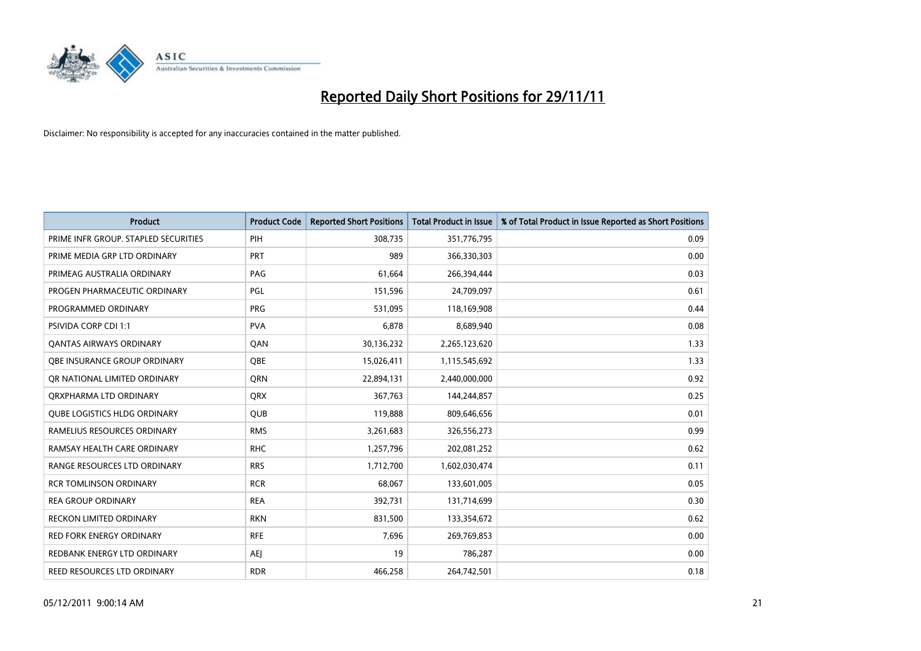# Reported Daily Short Positions for 29/11/11

Disclaimer: No responsibility is accepted for any inaccuracies contained in the matter published.

| Product | Product Code | Reported Short Positions | Total Product in Issue | % of Total Product in Issue Reported as Short Positions |
|---|---|---|---|---|
| PRIME INFR GROUP. STAPLED SECURITIES | PIH | 308,735 | 351,776,795 | 0.09 |
| PRIME MEDIA GRP LTD ORDINARY | PRT | 989 | 366,330,303 | 0.00 |
| PRIMEAG AUSTRALIA ORDINARY | PAG | 61,664 | 266,394,444 | 0.03 |
| PROGEN PHARMACEUTIC ORDINARY | PGL | 151,596 | 24,709,097 | 0.61 |
| PROGRAMMED ORDINARY | PRG | 531,095 | 118,169,908 | 0.44 |
| PSIVIDA CORP CDI 1:1 | PVA | 6,878 | 8,689,940 | 0.08 |
| QANTAS AIRWAYS ORDINARY | QAN | 30,136,232 | 2,265,123,620 | 1.33 |
| QBE INSURANCE GROUP ORDINARY | QBE | 15,026,411 | 1,115,545,692 | 1.33 |
| QR NATIONAL LIMITED ORDINARY | QRN | 22,894,131 | 2,440,000,000 | 0.92 |
| QRXPHARMA LTD ORDINARY | QRX | 367,763 | 144,244,857 | 0.25 |
| QUBE LOGISTICS HLDG ORDINARY | QUB | 119,888 | 809,646,656 | 0.01 |
| RAMELIUS RESOURCES ORDINARY | RMS | 3,261,683 | 326,556,273 | 0.99 |
| RAMSAY HEALTH CARE ORDINARY | RHC | 1,257,796 | 202,081,252 | 0.62 |
| RANGE RESOURCES LTD ORDINARY | RRS | 1,712,700 | 1,602,030,474 | 0.11 |
| RCR TOMLINSON ORDINARY | RCR | 68,067 | 133,601,005 | 0.05 |
| REA GROUP ORDINARY | REA | 392,731 | 131,714,699 | 0.30 |
| RECKON LIMITED ORDINARY | RKN | 831,500 | 133,354,672 | 0.62 |
| RED FORK ENERGY ORDINARY | RFE | 7,696 | 269,769,853 | 0.00 |
| REDBANK ENERGY LTD ORDINARY | AEJ | 19 | 786,287 | 0.00 |
| REED RESOURCES LTD ORDINARY | RDR | 466,258 | 264,742,501 | 0.18 |

05/12/2011 9:00:14 AM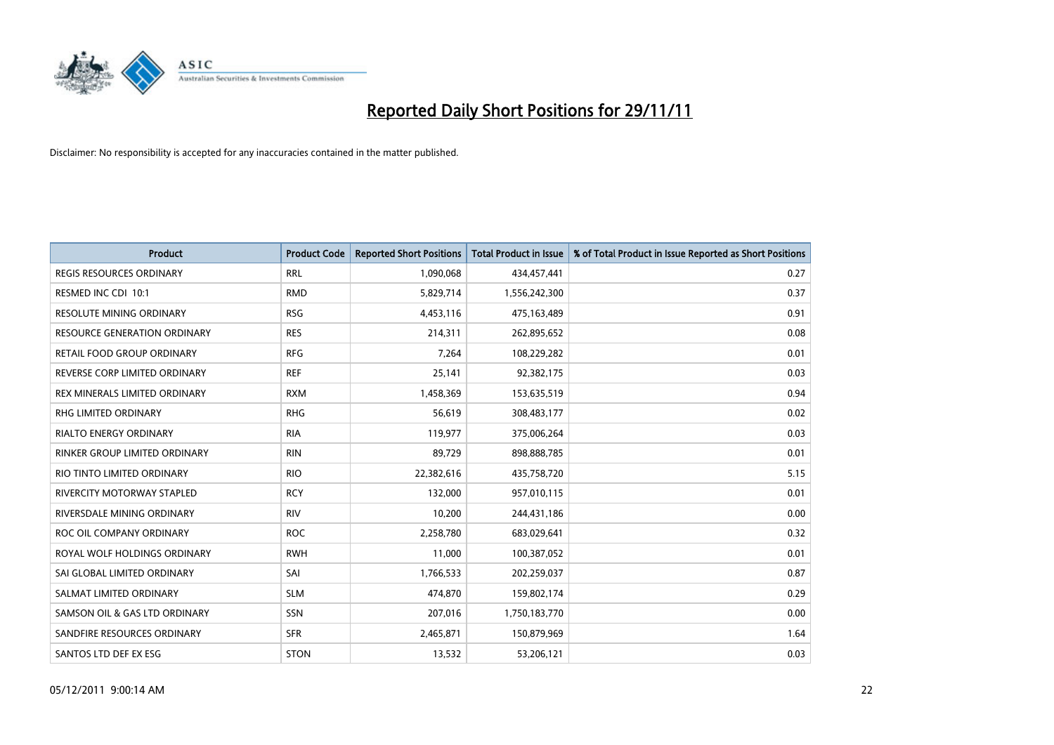# Reported Daily Short Positions for 29/11/11

Disclaimer: No responsibility is accepted for any inaccuracies contained in the matter published.

| Product | Product Code | Reported Short Positions | Total Product in Issue | % of Total Product in Issue Reported as Short Positions |
|---|---|---|---|---|
| REGIS RESOURCES ORDINARY | RRL | 1,090,068 | 434,457,441 | 0.27 |
| RESMED INC CDI 10:1 | RMD | 5,829,714 | 1,556,242,300 | 0.37 |
| RESOLUTE MINING ORDINARY | RSG | 4,453,116 | 475,163,489 | 0.91 |
| RESOURCE GENERATION ORDINARY | RES | 214,311 | 262,895,652 | 0.08 |
| RETAIL FOOD GROUP ORDINARY | RFG | 7,264 | 108,229,282 | 0.01 |
| REVERSE CORP LIMITED ORDINARY | REF | 25,141 | 92,382,175 | 0.03 |
| REX MINERALS LIMITED ORDINARY | RXM | 1,458,369 | 153,635,519 | 0.94 |
| RHG LIMITED ORDINARY | RHG | 56,619 | 308,483,177 | 0.02 |
| RIALTO ENERGY ORDINARY | RIA | 119,977 | 375,006,264 | 0.03 |
| RINKER GROUP LIMITED ORDINARY | RIN | 89,729 | 898,888,785 | 0.01 |
| RIO TINTO LIMITED ORDINARY | RIO | 22,382,616 | 435,758,720 | 5.15 |
| RIVERCITY MOTORWAY STAPLED | RCY | 132,000 | 957,010,115 | 0.01 |
| RIVERSDALE MINING ORDINARY | RIV | 10,200 | 244,431,186 | 0.00 |
| ROC OIL COMPANY ORDINARY | ROC | 2,258,780 | 683,029,641 | 0.32 |
| ROYAL WOLF HOLDINGS ORDINARY | RWH | 11,000 | 100,387,052 | 0.01 |
| SAI GLOBAL LIMITED ORDINARY | SAI | 1,766,533 | 202,259,037 | 0.87 |
| SALMAT LIMITED ORDINARY | SLM | 474,870 | 159,802,174 | 0.29 |
| SAMSON OIL & GAS LTD ORDINARY | SSN | 207,016 | 1,750,183,770 | 0.00 |
| SANDFIRE RESOURCES ORDINARY | SFR | 2,465,871 | 150,879,969 | 1.64 |
| SANTOS LTD DEF EX ESG | STON | 13,532 | 53,206,121 | 0.03 |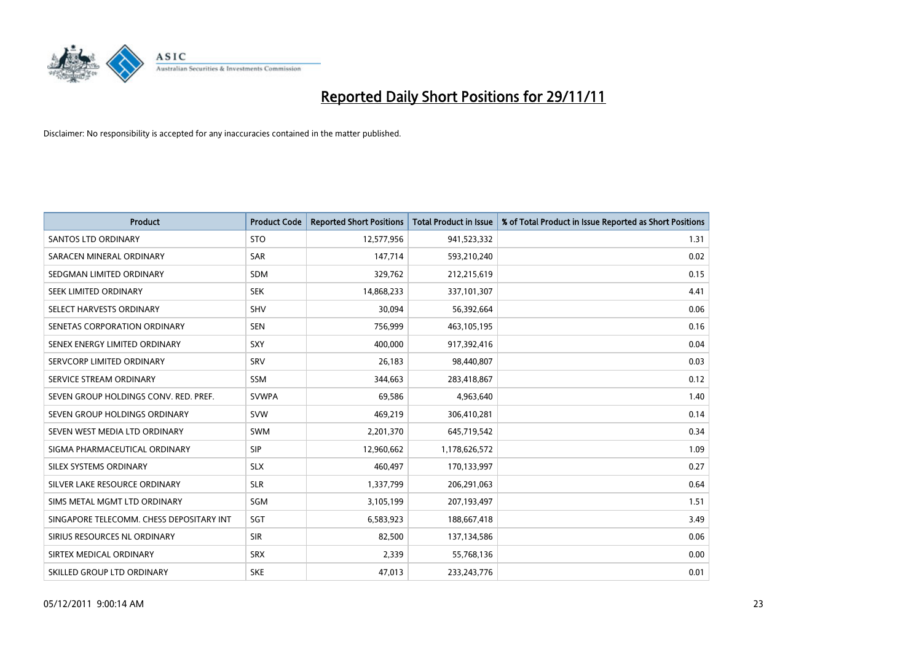# Reported Daily Short Positions for 29/11/11

Disclaimer: No responsibility is accepted for any inaccuracies contained in the matter published.

| Product | Product Code | Reported Short Positions | Total Product in Issue | % of Total Product in Issue Reported as Short Positions |
|---|---|---|---|---|
| SANTOS LTD ORDINARY | STO | 12,577,956 | 941,523,332 | 1.31 |
| SARACEN MINERAL ORDINARY | SAR | 147,714 | 593,210,240 | 0.02 |
| SEDGMAN LIMITED ORDINARY | SDM | 329,762 | 212,215,619 | 0.15 |
| SEEK LIMITED ORDINARY | SEK | 14,868,233 | 337,101,307 | 4.41 |
| SELECT HARVESTS ORDINARY | SHV | 30,094 | 56,392,664 | 0.06 |
| SENETAS CORPORATION ORDINARY | SEN | 756,999 | 463,105,195 | 0.16 |
| SENEX ENERGY LIMITED ORDINARY | SXY | 400,000 | 917,392,416 | 0.04 |
| SERVCORP LIMITED ORDINARY | SRV | 26,183 | 98,440,807 | 0.03 |
| SERVICE STREAM ORDINARY | SSM | 344,663 | 283,418,867 | 0.12 |
| SEVEN GROUP HOLDINGS CONV. RED. PREF. | SVWPA | 69,586 | 4,963,640 | 1.40 |
| SEVEN GROUP HOLDINGS ORDINARY | SVW | 469,219 | 306,410,281 | 0.14 |
| SEVEN WEST MEDIA LTD ORDINARY | SWM | 2,201,370 | 645,719,542 | 0.34 |
| SIGMA PHARMACEUTICAL ORDINARY | SIP | 12,960,662 | 1,178,626,572 | 1.09 |
| SILEX SYSTEMS ORDINARY | SLX | 460,497 | 170,133,997 | 0.27 |
| SILVER LAKE RESOURCE ORDINARY | SLR | 1,337,799 | 206,291,063 | 0.64 |
| SIMS METAL MGMT LTD ORDINARY | SGM | 3,105,199 | 207,193,497 | 1.51 |
| SINGAPORE TELECOMM. CHESS DEPOSITARY INT | SGT | 6,583,923 | 188,667,418 | 3.49 |
| SIRIUS RESOURCES NL ORDINARY | SIR | 82,500 | 137,134,586 | 0.06 |
| SIRTEX MEDICAL ORDINARY | SRX | 2,339 | 55,768,136 | 0.00 |
| SKILLED GROUP LTD ORDINARY | SKE | 47,013 | 233,243,776 | 0.01 |

05/12/2011 9:00:14 AM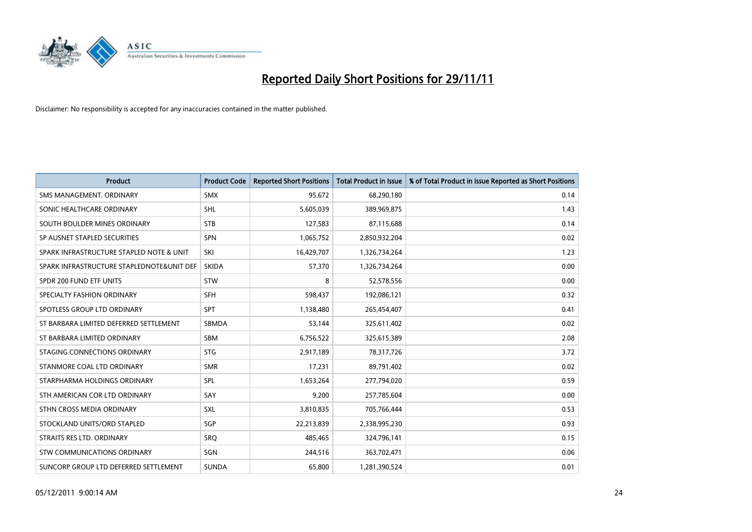# Reported Daily Short Positions for 29/11/11

Disclaimer: No responsibility is accepted for any inaccuracies contained in the matter published.

| Product | Product Code | Reported Short Positions | Total Product in Issue | % of Total Product in Issue Reported as Short Positions |
|---|---|---|---|---|
| SMS MANAGEMENT. ORDINARY | SMX | 95,672 | 68,290,180 | 0.14 |
| SONIC HEALTHCARE ORDINARY | SHL | 5,605,039 | 389,969,875 | 1.43 |
| SOUTH BOULDER MINES ORDINARY | STB | 127,583 | 87,115,688 | 0.14 |
| SP AUSNET STAPLED SECURITIES | SPN | 1,065,752 | 2,850,932,204 | 0.02 |
| SPARK INFRASTRUCTURE STAPLED NOTE & UNIT | SKI | 16,429,707 | 1,326,734,264 | 1.23 |
| SPARK INFRASTRUCTURE STAPLEDNOTE&UNIT DEF | SKIDA | 57,370 | 1,326,734,264 | 0.00 |
| SPDR 200 FUND ETF UNITS | STW | 8 | 52,578,556 | 0.00 |
| SPECIALTY FASHION ORDINARY | SFH | 598,437 | 192,086,121 | 0.32 |
| SPOTLESS GROUP LTD ORDINARY | SPT | 1,138,480 | 265,454,407 | 0.41 |
| ST BARBARA LIMITED DEFERRED SETTLEMENT | SBMDA | 53,144 | 325,611,402 | 0.02 |
| ST BARBARA LIMITED ORDINARY | SBM | 6,756,522 | 325,615,389 | 2.08 |
| STAGING CONNECTIONS ORDINARY | STG | 2,917,189 | 78,317,726 | 3.72 |
| STANMORE COAL LTD ORDINARY | SMR | 17,231 | 89,791,402 | 0.02 |
| STARPHARMA HOLDINGS ORDINARY | SPL | 1,653,264 | 277,794,020 | 0.59 |
| STH AMERICAN COR LTD ORDINARY | SAY | 9,200 | 257,785,604 | 0.00 |
| STHN CROSS MEDIA ORDINARY | SXL | 3,810,835 | 705,766,444 | 0.53 |
| STOCKLAND UNITS/ORD STAPLED | SGP | 22,213,839 | 2,338,995,230 | 0.93 |
| STRAITS RES LTD. ORDINARY | SRQ | 485,465 | 324,796,141 | 0.15 |
| STW COMMUNICATIONS ORDINARY | SGN | 244,516 | 363,702,471 | 0.06 |
| SUNCORP GROUP LTD DEFERRED SETTLEMENT | SUNDA | 65,800 | 1,281,390,524 | 0.01 |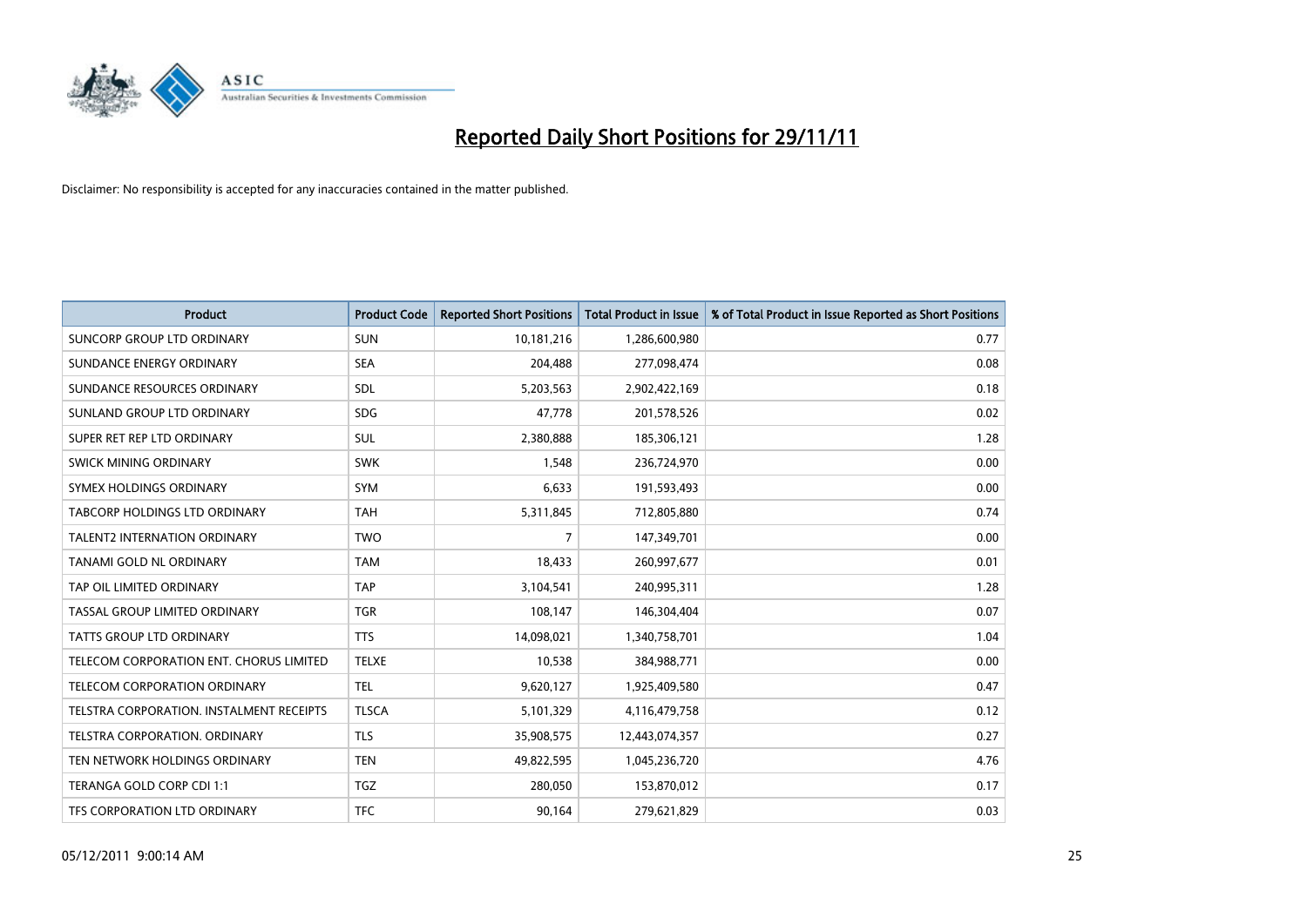# Reported Daily Short Positions for 29/11/11

Disclaimer: No responsibility is accepted for any inaccuracies contained in the matter published.

| Product | Product Code | Reported Short Positions | Total Product in Issue | % of Total Product in Issue Reported as Short Positions |
|---|---|---|---|---|
| SUNCORP GROUP LTD ORDINARY | SUN | 10,181,216 | 1,286,600,980 | 0.77 |
| SUNDANCE ENERGY ORDINARY | SEA | 204,488 | 277,098,474 | 0.08 |
| SUNDANCE RESOURCES ORDINARY | SDL | 5,203,563 | 2,902,422,169 | 0.18 |
| SUNLAND GROUP LTD ORDINARY | SDG | 47,778 | 201,578,526 | 0.02 |
| SUPER RET REP LTD ORDINARY | SUL | 2,380,888 | 185,306,121 | 1.28 |
| SWICK MINING ORDINARY | SWK | 1,548 | 236,724,970 | 0.00 |
| SYMEX HOLDINGS ORDINARY | SYM | 6,633 | 191,593,493 | 0.00 |
| TABCORP HOLDINGS LTD ORDINARY | TAH | 5,311,845 | 712,805,880 | 0.74 |
| TALENT2 INTERNATION ORDINARY | TWO | 7 | 147,349,701 | 0.00 |
| TANAMI GOLD NL ORDINARY | TAM | 18,433 | 260,997,677 | 0.01 |
| TAP OIL LIMITED ORDINARY | TAP | 3,104,541 | 240,995,311 | 1.28 |
| TASSAL GROUP LIMITED ORDINARY | TGR | 108,147 | 146,304,404 | 0.07 |
| TATTS GROUP LTD ORDINARY | TTS | 14,098,021 | 1,340,758,701 | 1.04 |
| TELECOM CORPORATION ENT. CHORUS LIMITED | TELXE | 10,538 | 384,988,771 | 0.00 |
| TELECOM CORPORATION ORDINARY | TEL | 9,620,127 | 1,925,409,580 | 0.47 |
| TELSTRA CORPORATION. INSTALMENT RECEIPTS | TLSCA | 5,101,329 | 4,116,479,758 | 0.12 |
| TELSTRA CORPORATION. ORDINARY | TLS | 35,908,575 | 12,443,074,357 | 0.27 |
| TEN NETWORK HOLDINGS ORDINARY | TEN | 49,822,595 | 1,045,236,720 | 4.76 |
| TERANGA GOLD CORP CDI 1:1 | TGZ | 280,050 | 153,870,012 | 0.17 |
| TFS CORPORATION LTD ORDINARY | TFC | 90,164 | 279,621,829 | 0.03 |

05/12/2011 9:00:14 AM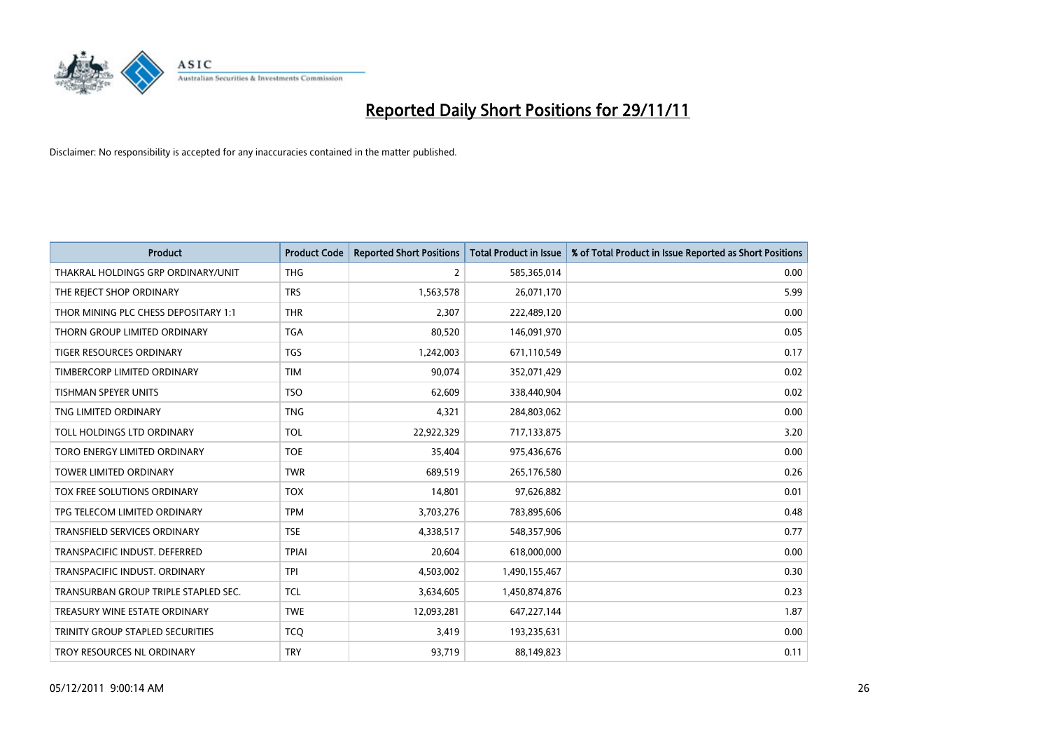# Reported Daily Short Positions for 29/11/11

Disclaimer: No responsibility is accepted for any inaccuracies contained in the matter published.

| Product | Product Code | Reported Short Positions | Total Product in Issue | % of Total Product in Issue Reported as Short Positions |
|---|---|---|---|---|
| THAKRAL HOLDINGS GRP ORDINARY/UNIT | THG | 2 | 585,365,014 | 0.00 |
| THE REJECT SHOP ORDINARY | TRS | 1,563,578 | 26,071,170 | 5.99 |
| THOR MINING PLC CHESS DEPOSITARY 1:1 | THR | 2,307 | 222,489,120 | 0.00 |
| THORN GROUP LIMITED ORDINARY | TGA | 80,520 | 146,091,970 | 0.05 |
| TIGER RESOURCES ORDINARY | TGS | 1,242,003 | 671,110,549 | 0.17 |
| TIMBERCORP LIMITED ORDINARY | TIM | 90,074 | 352,071,429 | 0.02 |
| TISHMAN SPEYER UNITS | TSO | 62,609 | 338,440,904 | 0.02 |
| TNG LIMITED ORDINARY | TNG | 4,321 | 284,803,062 | 0.00 |
| TOLL HOLDINGS LTD ORDINARY | TOL | 22,922,329 | 717,133,875 | 3.20 |
| TORO ENERGY LIMITED ORDINARY | TOE | 35,404 | 975,436,676 | 0.00 |
| TOWER LIMITED ORDINARY | TWR | 689,519 | 265,176,580 | 0.26 |
| TOX FREE SOLUTIONS ORDINARY | TOX | 14,801 | 97,626,882 | 0.01 |
| TPG TELECOM LIMITED ORDINARY | TPM | 3,703,276 | 783,895,606 | 0.48 |
| TRANSFIELD SERVICES ORDINARY | TSE | 4,338,517 | 548,357,906 | 0.77 |
| TRANSPACIFIC INDUST. DEFERRED | TPIAI | 20,604 | 618,000,000 | 0.00 |
| TRANSPACIFIC INDUST. ORDINARY | TPI | 4,503,002 | 1,490,155,467 | 0.30 |
| TRANSURBAN GROUP TRIPLE STAPLED SEC. | TCL | 3,634,605 | 1,450,874,876 | 0.23 |
| TREASURY WINE ESTATE ORDINARY | TWE | 12,093,281 | 647,227,144 | 1.87 |
| TRINITY GROUP STAPLED SECURITIES | TCQ | 3,419 | 193,235,631 | 0.00 |
| TROY RESOURCES NL ORDINARY | TRY | 93,719 | 88,149,823 | 0.11 |

05/12/2011 9:00:14 AM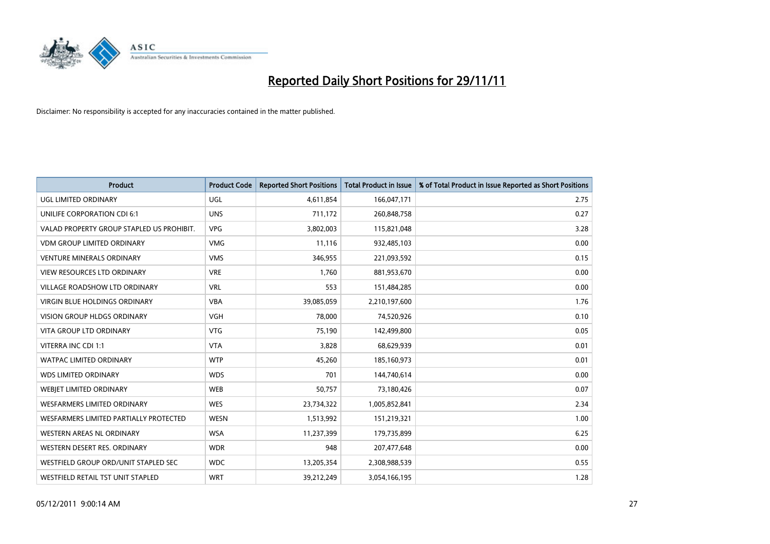# Reported Daily Short Positions for 29/11/11

Disclaimer: No responsibility is accepted for any inaccuracies contained in the matter published.

| Product | Product Code | Reported Short Positions | Total Product in Issue | % of Total Product in Issue Reported as Short Positions |
|---|---|---|---|---|
| UGL LIMITED ORDINARY | UGL | 4,611,854 | 166,047,171 | 2.75 |
| UNILIFE CORPORATION CDI 6:1 | UNS | 711,172 | 260,848,758 | 0.27 |
| VALAD PROPERTY GROUP STAPLED US PROHIBIT. | VPG | 3,802,003 | 115,821,048 | 3.28 |
| VDM GROUP LIMITED ORDINARY | VMG | 11,116 | 932,485,103 | 0.00 |
| VENTURE MINERALS ORDINARY | VMS | 346,955 | 221,093,592 | 0.15 |
| VIEW RESOURCES LTD ORDINARY | VRE | 1,760 | 881,953,670 | 0.00 |
| VILLAGE ROADSHOW LTD ORDINARY | VRL | 553 | 151,484,285 | 0.00 |
| VIRGIN BLUE HOLDINGS ORDINARY | VBA | 39,085,059 | 2,210,197,600 | 1.76 |
| VISION GROUP HLDGS ORDINARY | VGH | 78,000 | 74,520,926 | 0.10 |
| VITA GROUP LTD ORDINARY | VTG | 75,190 | 142,499,800 | 0.05 |
| VITERRA INC CDI 1:1 | VTA | 3,828 | 68,629,939 | 0.01 |
| WATPAC LIMITED ORDINARY | WTP | 45,260 | 185,160,973 | 0.01 |
| WDS LIMITED ORDINARY | WDS | 701 | 144,740,614 | 0.00 |
| WEBJET LIMITED ORDINARY | WEB | 50,757 | 73,180,426 | 0.07 |
| WESFARMERS LIMITED ORDINARY | WES | 23,734,322 | 1,005,852,841 | 2.34 |
| WESFARMERS LIMITED PARTIALLY PROTECTED | WESN | 1,513,992 | 151,219,321 | 1.00 |
| WESTERN AREAS NL ORDINARY | WSA | 11,237,399 | 179,735,899 | 6.25 |
| WESTERN DESERT RES. ORDINARY | WDR | 948 | 207,477,648 | 0.00 |
| WESTFIELD GROUP ORD/UNIT STAPLED SEC | WDC | 13,205,354 | 2,308,988,539 | 0.55 |
| WESTFIELD RETAIL TST UNIT STAPLED | WRT | 39,212,249 | 3,054,166,195 | 1.28 |

05/12/2011 9:00:14 AM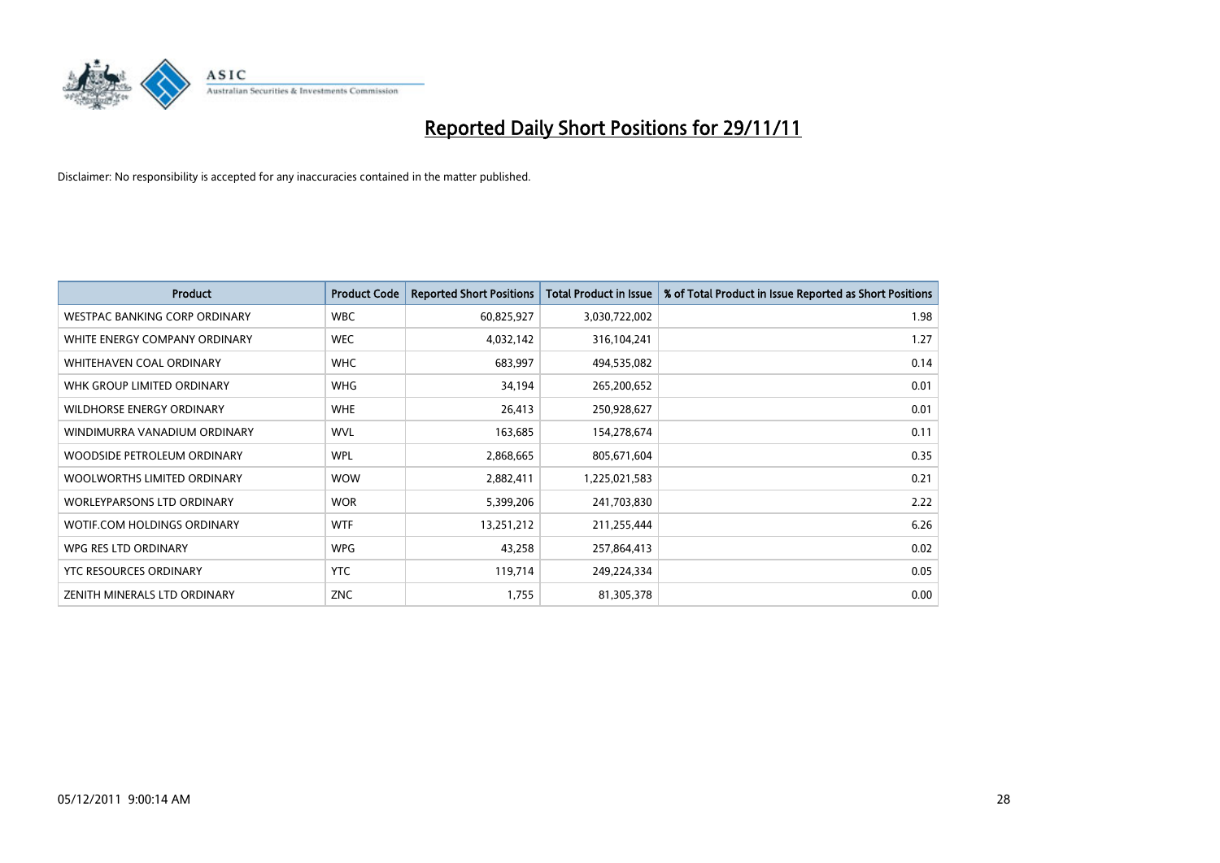# Reported Daily Short Positions for 29/11/11

Disclaimer: No responsibility is accepted for any inaccuracies contained in the matter published.

| Product | Product Code | Reported Short Positions | Total Product in Issue | % of Total Product in Issue Reported as Short Positions |
|---|---|---|---|---|
| WESTPAC BANKING CORP ORDINARY | WBC | 60,825,927 | 3,030,722,002 | 1.98 |
| WHITE ENERGY COMPANY ORDINARY | WEC | 4,032,142 | 316,104,241 | 1.27 |
| WHITEHAVEN COAL ORDINARY | WHC | 683,997 | 494,535,082 | 0.14 |
| WHK GROUP LIMITED ORDINARY | WHG | 34,194 | 265,200,652 | 0.01 |
| WILDHORSE ENERGY ORDINARY | WHE | 26,413 | 250,928,627 | 0.01 |
| WINDIMURRA VANADIUM ORDINARY | WVL | 163,685 | 154,278,674 | 0.11 |
| WOODSIDE PETROLEUM ORDINARY | WPL | 2,868,665 | 805,671,604 | 0.35 |
| WOOLWORTHS LIMITED ORDINARY | WOW | 2,882,411 | 1,225,021,583 | 0.21 |
| WORLEYPARSONS LTD ORDINARY | WOR | 5,399,206 | 241,703,830 | 2.22 |
| WOTIF.COM HOLDINGS ORDINARY | WTF | 13,251,212 | 211,255,444 | 6.26 |
| WPG RES LTD ORDINARY | WPG | 43,258 | 257,864,413 | 0.02 |
| YTC RESOURCES ORDINARY | YTC | 119,714 | 249,224,334 | 0.05 |
| ZENITH MINERALS LTD ORDINARY | ZNC | 1,755 | 81,305,378 | 0.00 |

05/12/2011 9:00:14 AM